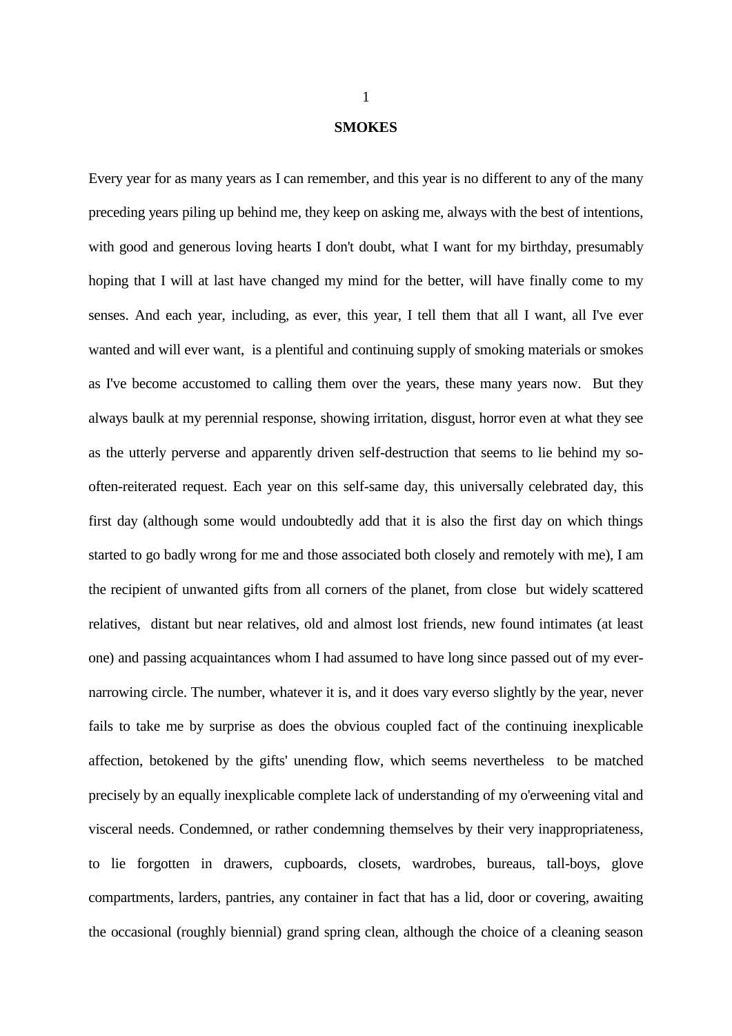# SMOKES

Every year for as many years as I can remember, and this year is no different to any of the many preceding years piling up behind me, they keep on asking me, always with the best of intentions, with good and generous loving hearts I don't doubt, what I want for my birthday, presumably hoping that I will at last have changed my mind for the better, will have finally come to my senses. And each year, including, as ever, this year, I tell them that all I want, all I've ever wanted and will ever want, is a plentiful and continuing supply of smoking materials or smokes as I've become accustomed to calling them over the years, these many years now. But they always baulk at my perennial response, showing irritation, disgust, horror even at what they see as the utterly perverse and apparently driven self-destruction that seems to lie behind my so-often-reiterated request. Each year on this self-same day, this universally celebrated day, this first day (although some would undoubtedly add that it is also the first day on which things started to go badly wrong for me and those associated both closely and remotely with me), I am the recipient of unwanted gifts from all corners of the planet, from close but widely scattered relatives, distant but near relatives, old and almost lost friends, new found intimates (at least one) and passing acquaintances whom I had assumed to have long since passed out of my ever-narrowing circle. The number, whatever it is, and it does vary everso slightly by the year, never fails to take me by surprise as does the obvious coupled fact of the continuing inexplicable affection, betokened by the gifts' unending flow, which seems nevertheless to be matched precisely by an equally inexplicable complete lack of understanding of my o'erweening vital and visceral needs. Condemned, or rather condemning themselves by their very inappropriateness, to lie forgotten in drawers, cupboards, closets, wardrobes, bureaus, tall-boys, glove compartments, larders, pantries, any container in fact that has a lid, door or covering, awaiting the occasional (roughly biennial) grand spring clean, although the choice of a cleaning season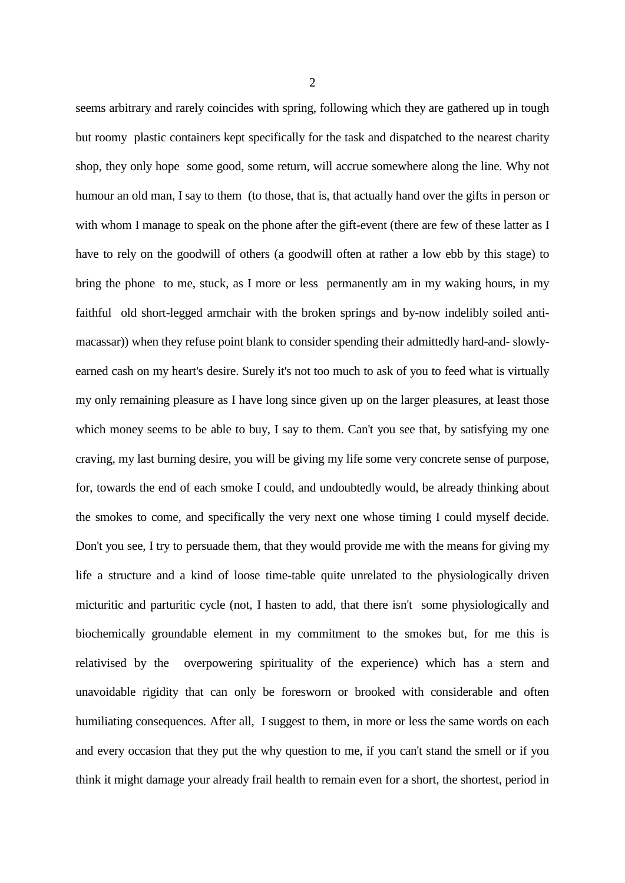seems arbitrary and rarely coincides with spring, following which they are gathered up in tough but roomy plastic containers kept specifically for the task and dispatched to the nearest charity shop, they only hope some good, some return, will accrue somewhere along the line. Why not humour an old man, I say to them (to those, that is, that actually hand over the gifts in person or with whom I manage to speak on the phone after the gift-event (there are few of these latter as I have to rely on the goodwill of others (a goodwill often at rather a low ebb by this stage) to bring the phone to me, stuck, as I more or less permanently am in my waking hours, in my faithful old short-legged armchair with the broken springs and by-now indelibly soiled anti-macassar)) when they refuse point blank to consider spending their admittedly hard-and- slowly-earned cash on my heart's desire. Surely it's not too much to ask of you to feed what is virtually my only remaining pleasure as I have long since given up on the larger pleasures, at least those which money seems to be able to buy, I say to them. Can't you see that, by satisfying my one craving, my last burning desire, you will be giving my life some very concrete sense of purpose, for, towards the end of each smoke I could, and undoubtedly would, be already thinking about the smokes to come, and specifically the very next one whose timing I could myself decide. Don't you see, I try to persuade them, that they would provide me with the means for giving my life a structure and a kind of loose time-table quite unrelated to the physiologically driven micturitic and parturitic cycle (not, I hasten to add, that there isn't some physiologically and biochemically groundable element in my commitment to the smokes but, for me this is relativised by the overpowering spirituality of the experience) which has a stern and unavoidable rigidity that can only be foresworn or brooked with considerable and often humiliating consequences. After all, I suggest to them, in more or less the same words on each and every occasion that they put the why question to me, if you can't stand the smell or if you think it might damage your already frail health to remain even for a short, the shortest, period in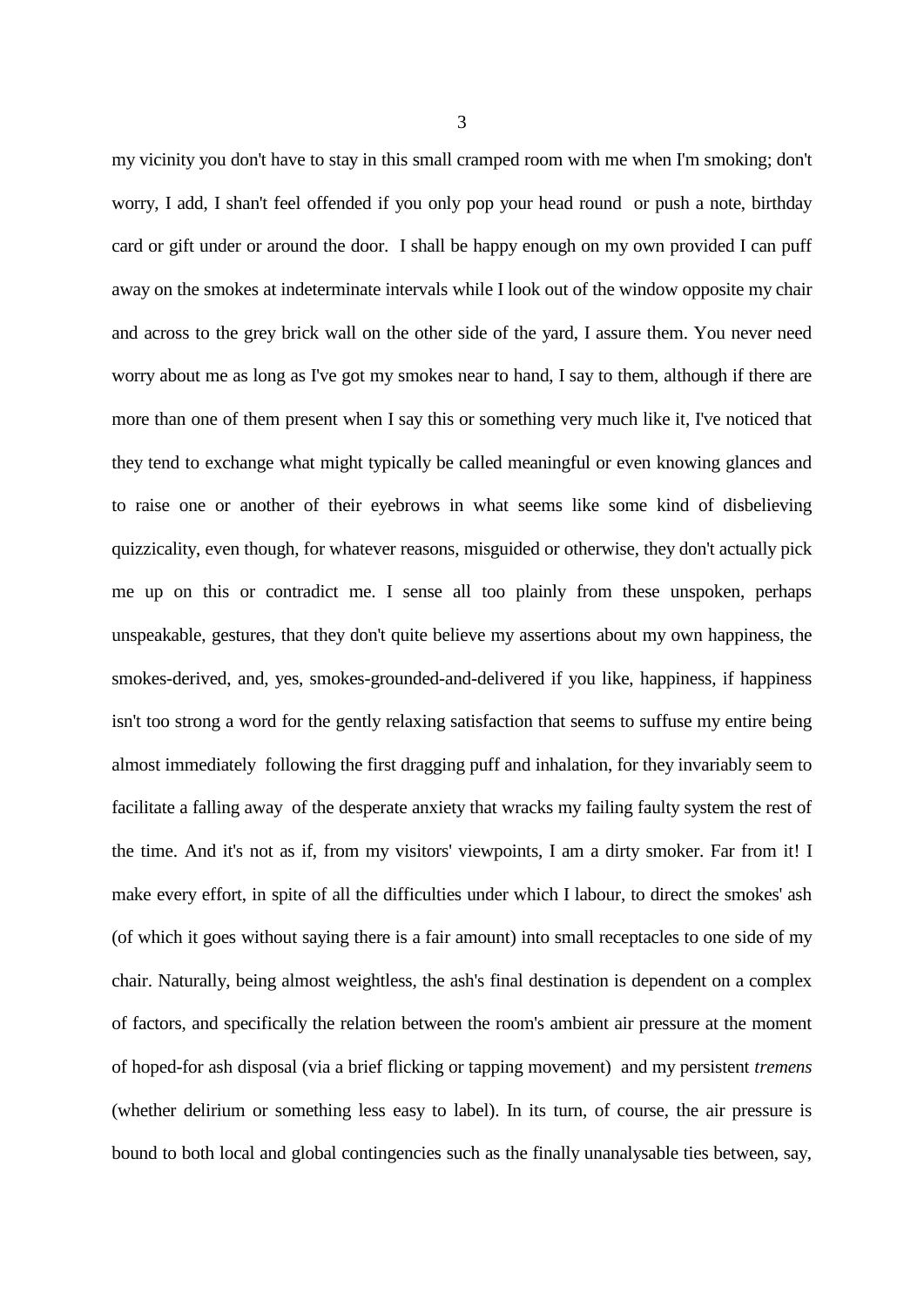my vicinity you don't have to stay in this small cramped room with me when I'm smoking; don't worry, I add, I shan't feel offended if you only pop your head round or push a note, birthday card or gift under or around the door. I shall be happy enough on my own provided I can puff away on the smokes at indeterminate intervals while I look out of the window opposite my chair and across to the grey brick wall on the other side of the yard, I assure them. You never need worry about me as long as I've got my smokes near to hand, I say to them, although if there are more than one of them present when I say this or something very much like it, I've noticed that they tend to exchange what might typically be called meaningful or even knowing glances and to raise one or another of their eyebrows in what seems like some kind of disbelieving quizzicality, even though, for whatever reasons, misguided or otherwise, they don't actually pick me up on this or contradict me. I sense all too plainly from these unspoken, perhaps unspeakable, gestures, that they don't quite believe my assertions about my own happiness, the smokes-derived, and, yes, smokes-grounded-and-delivered if you like, happiness, if happiness isn't too strong a word for the gently relaxing satisfaction that seems to suffuse my entire being almost immediately following the first dragging puff and inhalation, for they invariably seem to facilitate a falling away of the desperate anxiety that wracks my failing faulty system the rest of the time. And it's not as if, from my visitors' viewpoints, I am a dirty smoker. Far from it! I make every effort, in spite of all the difficulties under which I labour, to direct the smokes' ash (of which it goes without saying there is a fair amount) into small receptacles to one side of my chair. Naturally, being almost weightless, the ash's final destination is dependent on a complex of factors, and specifically the relation between the room's ambient air pressure at the moment of hoped-for ash disposal (via a brief flicking or tapping movement) and my persistent *tremens* (whether delirium or something less easy to label). In its turn, of course, the air pressure is bound to both local and global contingencies such as the finally unanalysable ties between, say,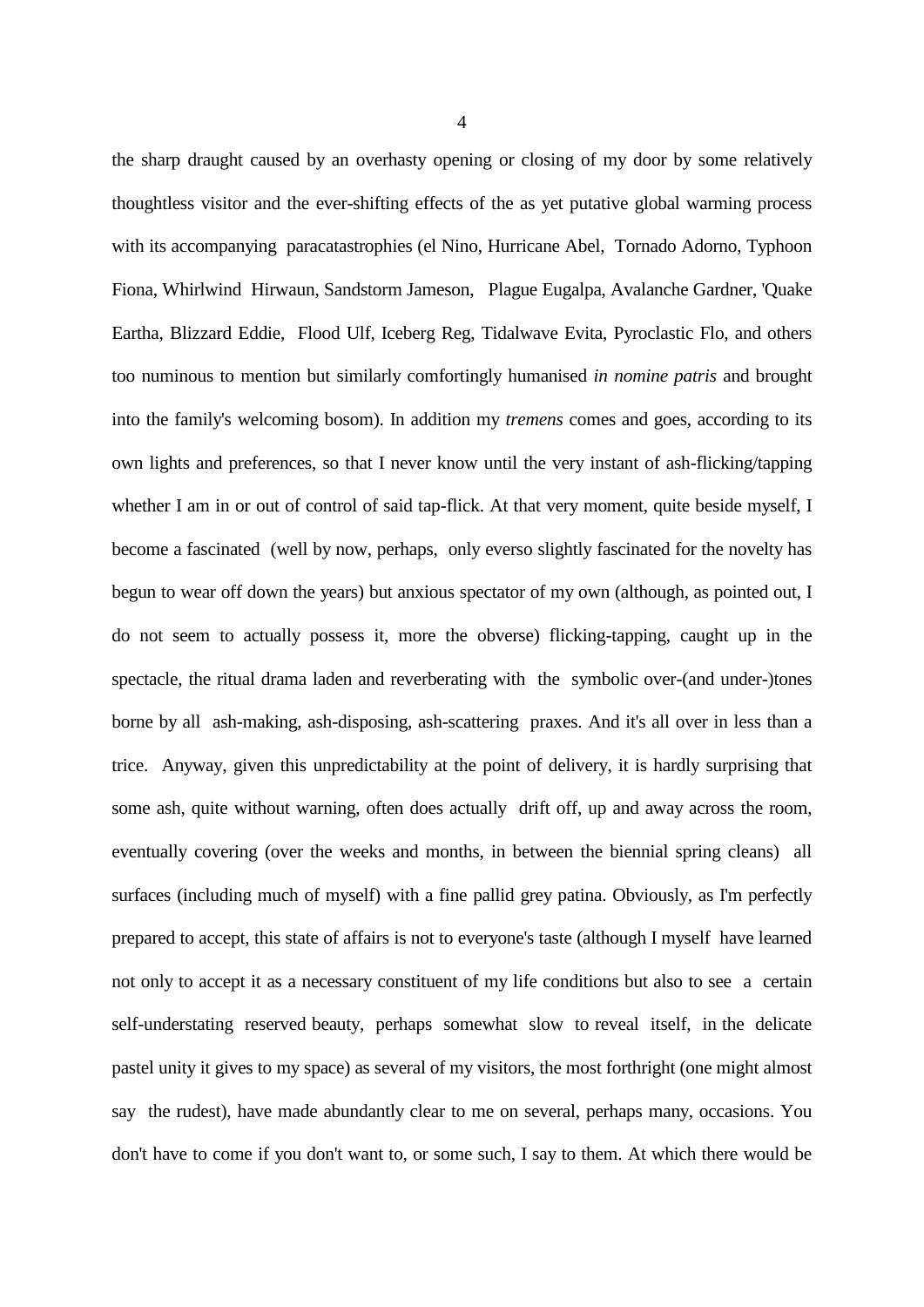the sharp draught caused by an overhasty opening or closing of my door by some relatively thoughtless visitor and the ever-shifting effects of the as yet putative global warming process with its accompanying paracatastrophies (el Nino, Hurricane Abel, Tornado Adorno, Typhoon Fiona, Whirlwind Hirwaun, Sandstorm Jameson, Plague Eugalpa, Avalanche Gardner, 'Quake Eartha, Blizzard Eddie, Flood Ulf, Iceberg Reg, Tidalwave Evita, Pyroclastic Flo, and others too numinous to mention but similarly comfortingly humanised *in nomine patris* and brought into the family's welcoming bosom). In addition my *tremens* comes and goes, according to its own lights and preferences, so that I never know until the very instant of ash-flicking/tapping whether I am in or out of control of said tap-flick. At that very moment, quite beside myself, I become a fascinated (well by now, perhaps, only everso slightly fascinated for the novelty has begun to wear off down the years) but anxious spectator of my own (although, as pointed out, I do not seem to actually possess it, more the obverse) flicking-tapping, caught up in the spectacle, the ritual drama laden and reverberating with the symbolic over-(and under-)tones borne by all ash-making, ash-disposing, ash-scattering praxes. And it's all over in less than a trice. Anyway, given this unpredictability at the point of delivery, it is hardly surprising that some ash, quite without warning, often does actually drift off, up and away across the room, eventually covering (over the weeks and months, in between the biennial spring cleans) all surfaces (including much of myself) with a fine pallid grey patina. Obviously, as I'm perfectly prepared to accept, this state of affairs is not to everyone's taste (although I myself have learned not only to accept it as a necessary constituent of my life conditions but also to see a certain self-understating reserved beauty, perhaps somewhat slow to reveal itself, in the delicate pastel unity it gives to my space) as several of my visitors, the most forthright (one might almost say the rudest), have made abundantly clear to me on several, perhaps many, occasions. You don't have to come if you don't want to, or some such, I say to them. At which there would be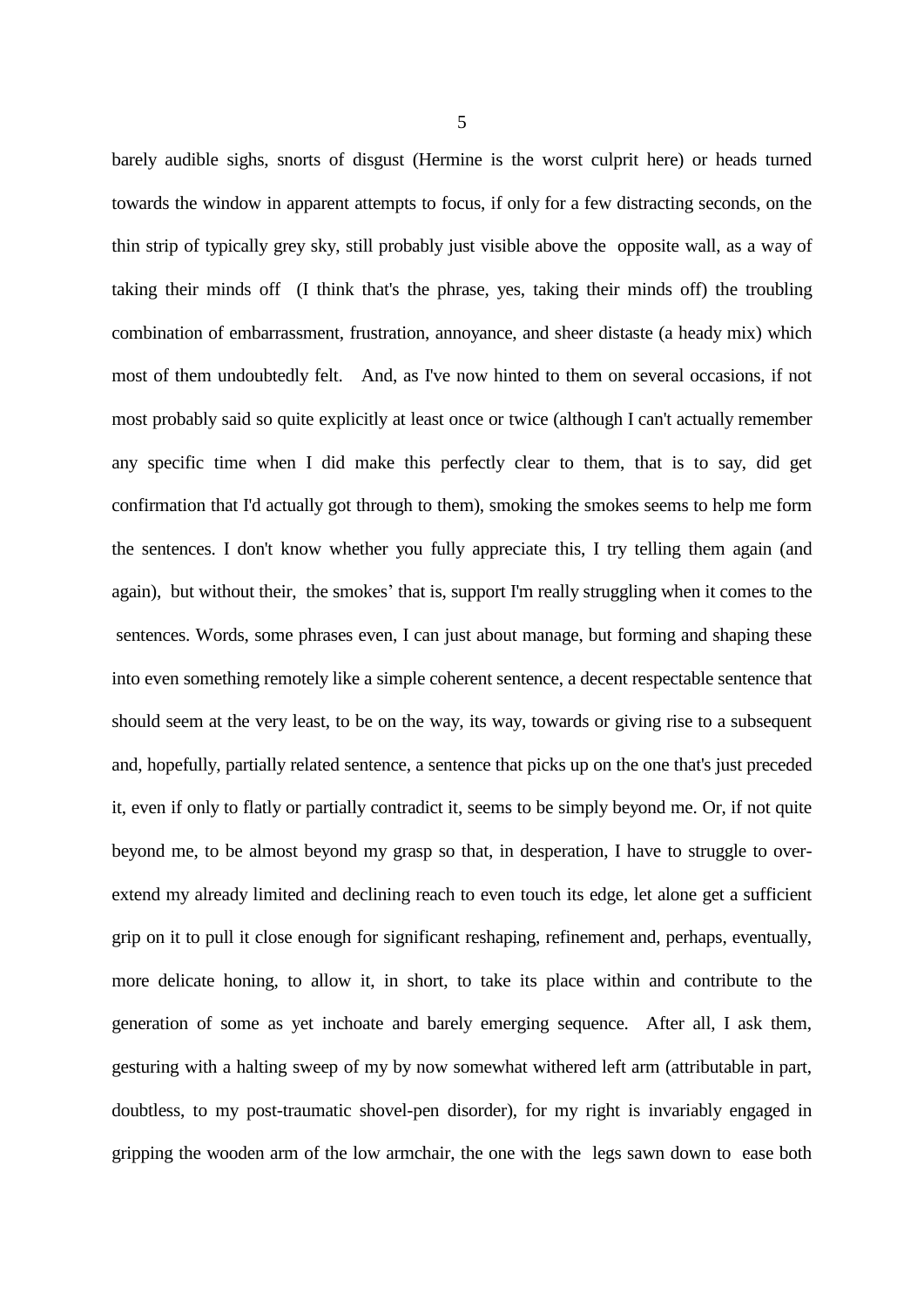barely audible sighs, snorts of disgust (Hermine is the worst culprit here) or heads turned towards the window in apparent attempts to focus, if only for a few distracting seconds, on the thin strip of typically grey sky, still probably just visible above the opposite wall, as a way of taking their minds off (I think that's the phrase, yes, taking their minds off) the troubling combination of embarrassment, frustration, annoyance, and sheer distaste (a heady mix) which most of them undoubtedly felt. And, as I've now hinted to them on several occasions, if not most probably said so quite explicitly at least once or twice (although I can't actually remember any specific time when I did make this perfectly clear to them, that is to say, did get confirmation that I'd actually got through to them), smoking the smokes seems to help me form the sentences. I don't know whether you fully appreciate this, I try telling them again (and again), but without their, the smokes' that is, support I'm really struggling when it comes to the sentences. Words, some phrases even, I can just about manage, but forming and shaping these into even something remotely like a simple coherent sentence, a decent respectable sentence that should seem at the very least, to be on the way, its way, towards or giving rise to a subsequent and, hopefully, partially related sentence, a sentence that picks up on the one that's just preceded it, even if only to flatly or partially contradict it, seems to be simply beyond me. Or, if not quite beyond me, to be almost beyond my grasp so that, in desperation, I have to struggle to over-extend my already limited and declining reach to even touch its edge, let alone get a sufficient grip on it to pull it close enough for significant reshaping, refinement and, perhaps, eventually, more delicate honing, to allow it, in short, to take its place within and contribute to the generation of some as yet inchoate and barely emerging sequence. After all, I ask them, gesturing with a halting sweep of my by now somewhat withered left arm (attributable in part, doubtless, to my post-traumatic shovel-pen disorder), for my right is invariably engaged in gripping the wooden arm of the low armchair, the one with the legs sawn down to ease both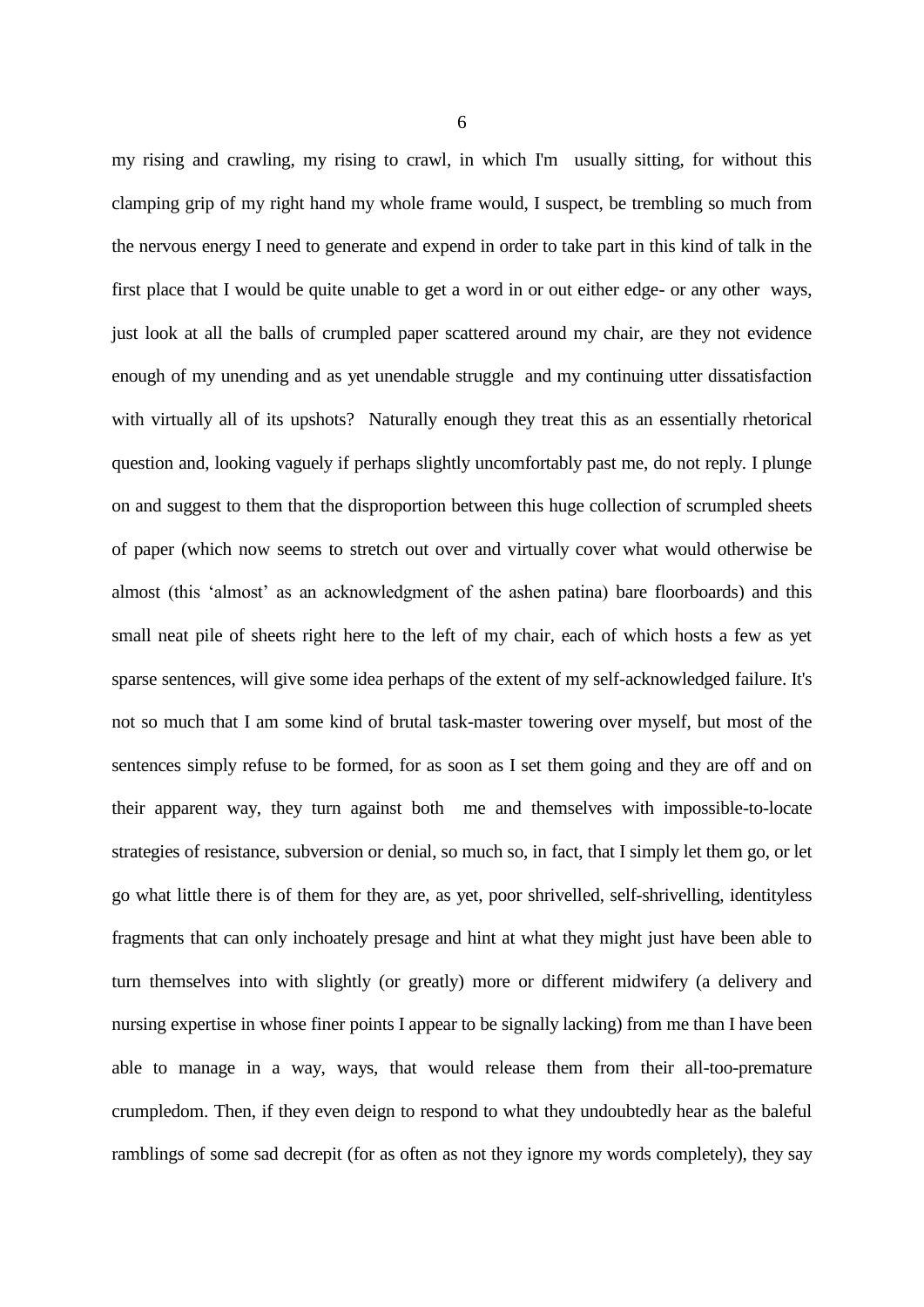my rising and crawling, my rising to crawl, in which I'm usually sitting, for without this clamping grip of my right hand my whole frame would, I suspect, be trembling so much from the nervous energy I need to generate and expend in order to take part in this kind of talk in the first place that I would be quite unable to get a word in or out either edge- or any other ways, just look at all the balls of crumpled paper scattered around my chair, are they not evidence enough of my unending and as yet unendable struggle and my continuing utter dissatisfaction with virtually all of its upshots? Naturally enough they treat this as an essentially rhetorical question and, looking vaguely if perhaps slightly uncomfortably past me, do not reply. I plunge on and suggest to them that the disproportion between this huge collection of scrumpled sheets of paper (which now seems to stretch out over and virtually cover what would otherwise be almost (this 'almost' as an acknowledgment of the ashen patina) bare floorboards) and this small neat pile of sheets right here to the left of my chair, each of which hosts a few as yet sparse sentences, will give some idea perhaps of the extent of my self-acknowledged failure. It's not so much that I am some kind of brutal task-master towering over myself, but most of the sentences simply refuse to be formed, for as soon as I set them going and they are off and on their apparent way, they turn against both me and themselves with impossible-to-locate strategies of resistance, subversion or denial, so much so, in fact, that I simply let them go, or let go what little there is of them for they are, as yet, poor shrivelled, self-shrivelling, identityless fragments that can only inchoately presage and hint at what they might just have been able to turn themselves into with slightly (or greatly) more or different midwifery (a delivery and nursing expertise in whose finer points I appear to be signally lacking) from me than I have been able to manage in a way, ways, that would release them from their all-too-premature crumpledom. Then, if they even deign to respond to what they undoubtedly hear as the baleful ramblings of some sad decrepit (for as often as not they ignore my words completely), they say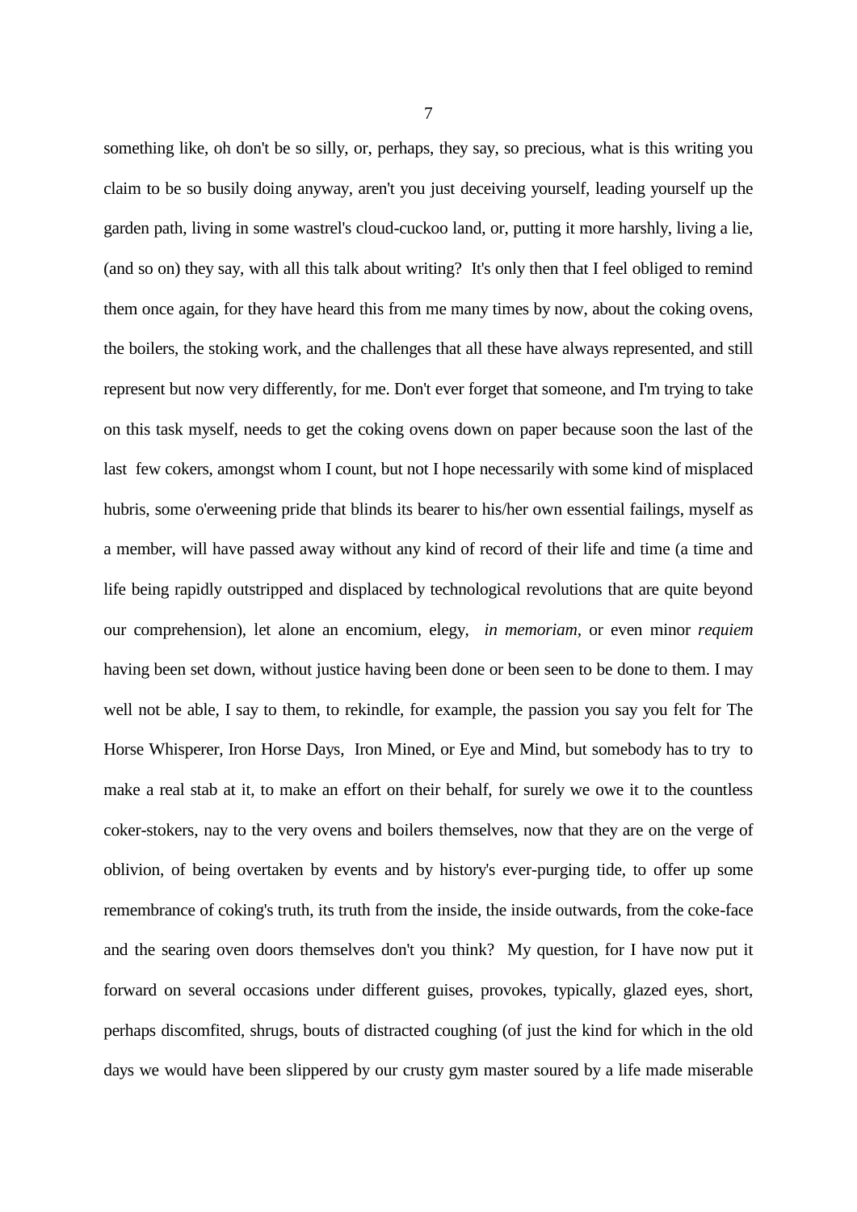something like, oh don't be so silly, or, perhaps, they say, so precious, what is this writing you claim to be so busily doing anyway, aren't you just deceiving yourself, leading yourself up the garden path, living in some wastrel's cloud-cuckoo land, or, putting it more harshly, living a lie, (and so on) they say, with all this talk about writing? It's only then that I feel obliged to remind them once again, for they have heard this from me many times by now, about the coking ovens, the boilers, the stoking work, and the challenges that all these have always represented, and still represent but now very differently, for me. Don't ever forget that someone, and I'm trying to take on this task myself, needs to get the coking ovens down on paper because soon the last of the last few cokers, amongst whom I count, but not I hope necessarily with some kind of misplaced hubris, some o'erweening pride that blinds its bearer to his/her own essential failings, myself as a member, will have passed away without any kind of record of their life and time (a time and life being rapidly outstripped and displaced by technological revolutions that are quite beyond our comprehension), let alone an encomium, elegy, *in memoriam*, or even minor *requiem* having been set down, without justice having been done or been seen to be done to them. I may well not be able, I say to them, to rekindle, for example, the passion you say you felt for The Horse Whisperer, Iron Horse Days, Iron Mined, or Eye and Mind, but somebody has to try to make a real stab at it, to make an effort on their behalf, for surely we owe it to the countless coker-stokers, nay to the very ovens and boilers themselves, now that they are on the verge of oblivion, of being overtaken by events and by history's ever-purging tide, to offer up some remembrance of coking's truth, its truth from the inside, the inside outwards, from the coke-face and the searing oven doors themselves don't you think? My question, for I have now put it forward on several occasions under different guises, provokes, typically, glazed eyes, short, perhaps discomfited, shrugs, bouts of distracted coughing (of just the kind for which in the old days we would have been slippered by our crusty gym master soured by a life made miserable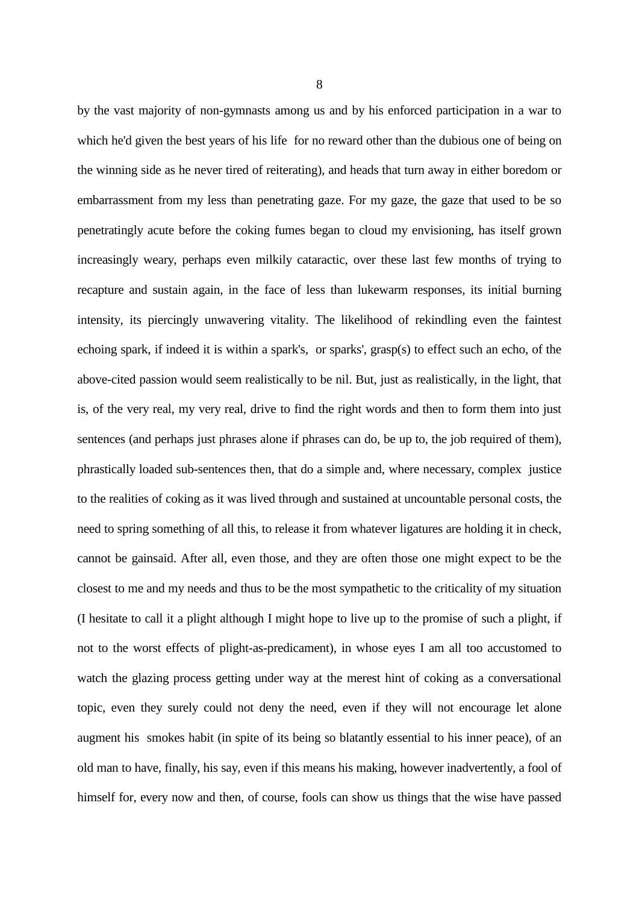by the vast majority of non-gymnasts among us and by his enforced participation in a war to which he'd given the best years of his life for no reward other than the dubious one of being on the winning side as he never tired of reiterating), and heads that turn away in either boredom or embarrassment from my less than penetrating gaze. For my gaze, the gaze that used to be so penetratingly acute before the coking fumes began to cloud my envisioning, has itself grown increasingly weary, perhaps even milkily cataractic, over these last few months of trying to recapture and sustain again, in the face of less than lukewarm responses, its initial burning intensity, its piercingly unwavering vitality. The likelihood of rekindling even the faintest echoing spark, if indeed it is within a spark's, or sparks', grasp(s) to effect such an echo, of the above-cited passion would seem realistically to be nil. But, just as realistically, in the light, that is, of the very real, my very real, drive to find the right words and then to form them into just sentences (and perhaps just phrases alone if phrases can do, be up to, the job required of them), phrastically loaded sub-sentences then, that do a simple and, where necessary, complex justice to the realities of coking as it was lived through and sustained at uncountable personal costs, the need to spring something of all this, to release it from whatever ligatures are holding it in check, cannot be gainsaid. After all, even those, and they are often those one might expect to be the closest to me and my needs and thus to be the most sympathetic to the criticality of my situation (I hesitate to call it a plight although I might hope to live up to the promise of such a plight, if not to the worst effects of plight-as-predicament), in whose eyes I am all too accustomed to watch the glazing process getting under way at the merest hint of coking as a conversational topic, even they surely could not deny the need, even if they will not encourage let alone augment his smokes habit (in spite of its being so blatantly essential to his inner peace), of an old man to have, finally, his say, even if this means his making, however inadvertently, a fool of himself for, every now and then, of course, fools can show us things that the wise have passed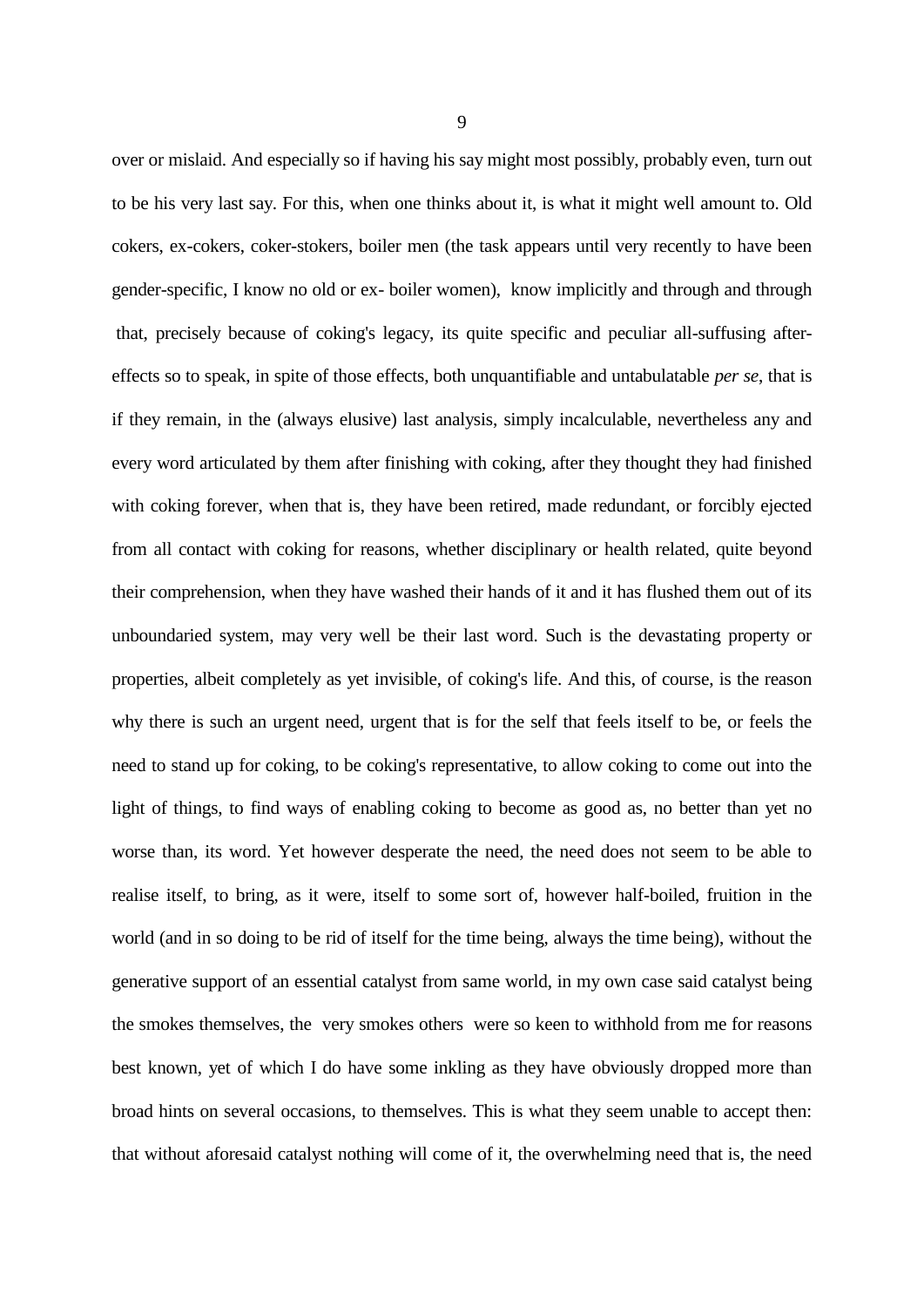over or mislaid. And especially so if having his say might most possibly, probably even, turn out to be his very last say. For this, when one thinks about it, is what it might well amount to. Old cokers, ex-cokers, coker-stokers, boiler men (the task appears until very recently to have been gender-specific, I know no old or ex- boiler women), know implicitly and through and through that, precisely because of coking's legacy, its quite specific and peculiar all-suffusing after-effects so to speak, in spite of those effects, both unquantifiable and untabulatable *per se*, that is if they remain, in the (always elusive) last analysis, simply incalculable, nevertheless any and every word articulated by them after finishing with coking, after they thought they had finished with coking forever, when that is, they have been retired, made redundant, or forcibly ejected from all contact with coking for reasons, whether disciplinary or health related, quite beyond their comprehension, when they have washed their hands of it and it has flushed them out of its unboundaried system, may very well be their last word. Such is the devastating property or properties, albeit completely as yet invisible, of coking's life. And this, of course, is the reason why there is such an urgent need, urgent that is for the self that feels itself to be, or feels the need to stand up for coking, to be coking's representative, to allow coking to come out into the light of things, to find ways of enabling coking to become as good as, no better than yet no worse than, its word. Yet however desperate the need, the need does not seem to be able to realise itself, to bring, as it were, itself to some sort of, however half-boiled, fruition in the world (and in so doing to be rid of itself for the time being, always the time being), without the generative support of an essential catalyst from same world, in my own case said catalyst being the smokes themselves, the very smokes others were so keen to withhold from me for reasons best known, yet of which I do have some inkling as they have obviously dropped more than broad hints on several occasions, to themselves. This is what they seem unable to accept then: that without aforesaid catalyst nothing will come of it, the overwhelming need that is, the need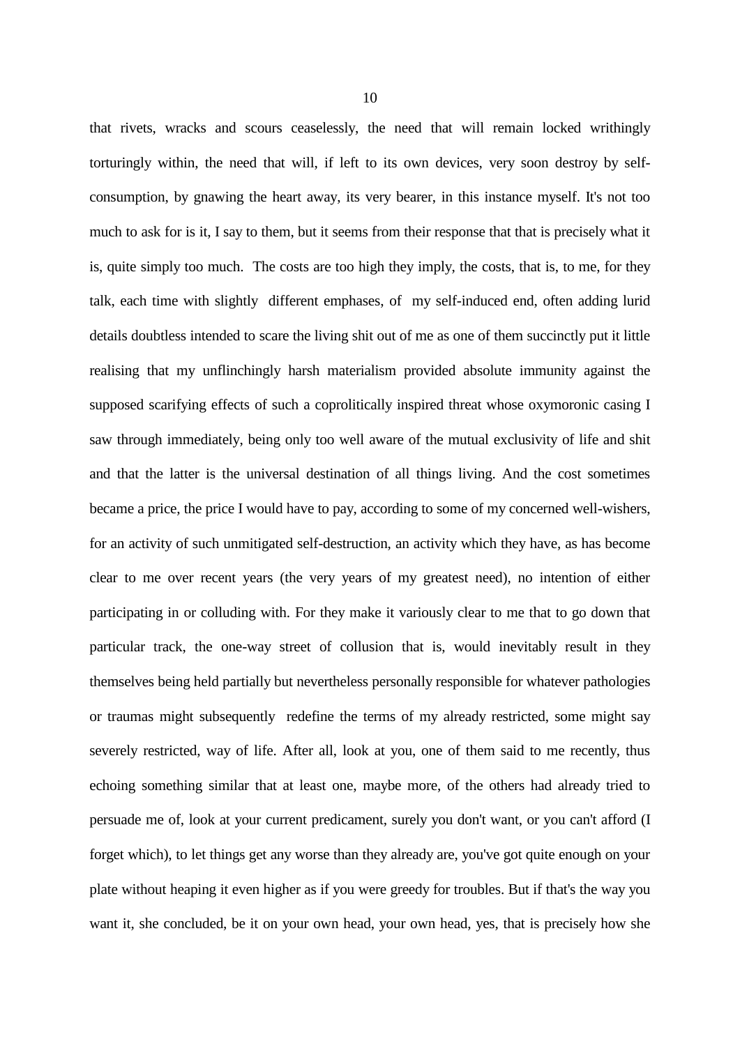that rivets, wracks and scours ceaselessly, the need that will remain locked writhingly torturingly within, the need that will, if left to its own devices, very soon destroy by self-consumption, by gnawing the heart away, its very bearer, in this instance myself. It's not too much to ask for is it, I say to them, but it seems from their response that that is precisely what it is, quite simply too much. The costs are too high they imply, the costs, that is, to me, for they talk, each time with slightly different emphases, of my self-induced end, often adding lurid details doubtless intended to scare the living shit out of me as one of them succinctly put it little realising that my unflinchingly harsh materialism provided absolute immunity against the supposed scarifying effects of such a coprolitically inspired threat whose oxymoronic casing I saw through immediately, being only too well aware of the mutual exclusivity of life and shit and that the latter is the universal destination of all things living. And the cost sometimes became a price, the price I would have to pay, according to some of my concerned well-wishers, for an activity of such unmitigated self-destruction, an activity which they have, as has become clear to me over recent years (the very years of my greatest need), no intention of either participating in or colluding with. For they make it variously clear to me that to go down that particular track, the one-way street of collusion that is, would inevitably result in they themselves being held partially but nevertheless personally responsible for whatever pathologies or traumas might subsequently redefine the terms of my already restricted, some might say severely restricted, way of life. After all, look at you, one of them said to me recently, thus echoing something similar that at least one, maybe more, of the others had already tried to persuade me of, look at your current predicament, surely you don't want, or you can't afford (I forget which), to let things get any worse than they already are, you've got quite enough on your plate without heaping it even higher as if you were greedy for troubles. But if that's the way you want it, she concluded, be it on your own head, your own head, yes, that is precisely how she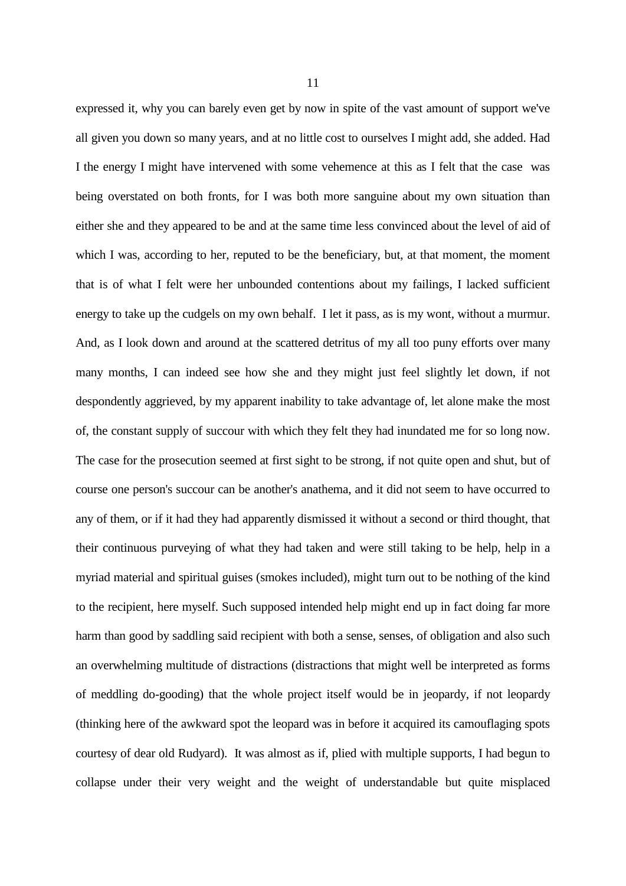expressed it, why you can barely even get by now in spite of the vast amount of support we've all given you down so many years, and at no little cost to ourselves I might add, she added. Had I the energy I might have intervened with some vehemence at this as I felt that the case was being overstated on both fronts, for I was both more sanguine about my own situation than either she and they appeared to be and at the same time less convinced about the level of aid of which I was, according to her, reputed to be the beneficiary, but, at that moment, the moment that is of what I felt were her unbounded contentions about my failings, I lacked sufficient energy to take up the cudgels on my own behalf. I let it pass, as is my wont, without a murmur. And, as I look down and around at the scattered detritus of my all too puny efforts over many many months, I can indeed see how she and they might just feel slightly let down, if not despondently aggrieved, by my apparent inability to take advantage of, let alone make the most of, the constant supply of succour with which they felt they had inundated me for so long now. The case for the prosecution seemed at first sight to be strong, if not quite open and shut, but of course one person's succour can be another's anathema, and it did not seem to have occurred to any of them, or if it had they had apparently dismissed it without a second or third thought, that their continuous purveying of what they had taken and were still taking to be help, help in a myriad material and spiritual guises (smokes included), might turn out to be nothing of the kind to the recipient, here myself. Such supposed intended help might end up in fact doing far more harm than good by saddling said recipient with both a sense, senses, of obligation and also such an overwhelming multitude of distractions (distractions that might well be interpreted as forms of meddling do-gooding) that the whole project itself would be in jeopardy, if not leopardy (thinking here of the awkward spot the leopard was in before it acquired its camouflaging spots courtesy of dear old Rudyard). It was almost as if, plied with multiple supports, I had begun to collapse under their very weight and the weight of understandable but quite misplaced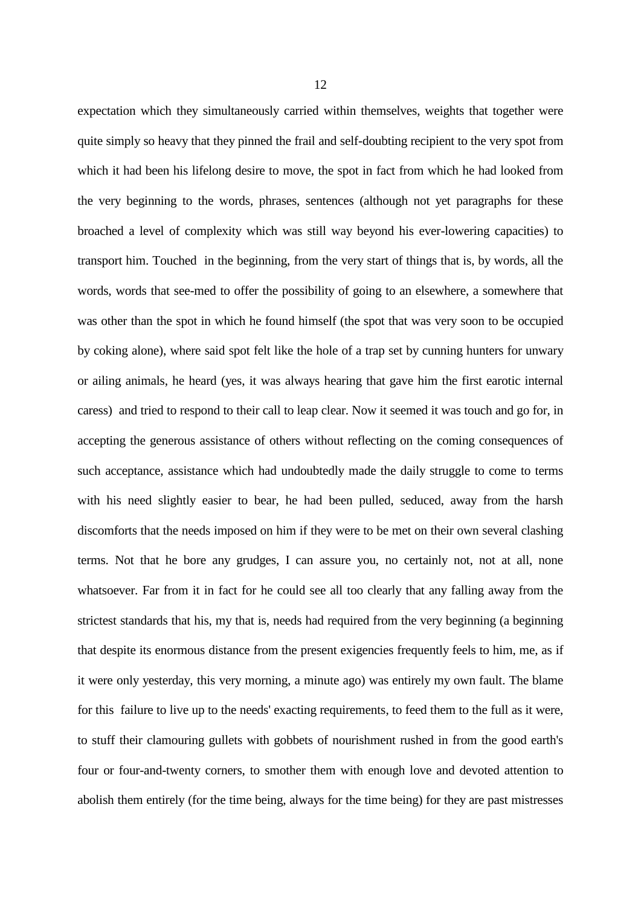expectation which they simultaneously carried within themselves, weights that together were quite simply so heavy that they pinned the frail and self-doubting recipient to the very spot from which it had been his lifelong desire to move, the spot in fact from which he had looked from the very beginning to the words, phrases, sentences (although not yet paragraphs for these broached a level of complexity which was still way beyond his ever-lowering capacities) to transport him. Touched in the beginning, from the very start of things that is, by words, all the words, words that see-med to offer the possibility of going to an elsewhere, a somewhere that was other than the spot in which he found himself (the spot that was very soon to be occupied by coking alone), where said spot felt like the hole of a trap set by cunning hunters for unwary or ailing animals, he heard (yes, it was always hearing that gave him the first earotic internal caress) and tried to respond to their call to leap clear. Now it seemed it was touch and go for, in accepting the generous assistance of others without reflecting on the coming consequences of such acceptance, assistance which had undoubtedly made the daily struggle to come to terms with his need slightly easier to bear, he had been pulled, seduced, away from the harsh discomforts that the needs imposed on him if they were to be met on their own several clashing terms. Not that he bore any grudges, I can assure you, no certainly not, not at all, none whatsoever. Far from it in fact for he could see all too clearly that any falling away from the strictest standards that his, my that is, needs had required from the very beginning (a beginning that despite its enormous distance from the present exigencies frequently feels to him, me, as if it were only yesterday, this very morning, a minute ago) was entirely my own fault. The blame for this failure to live up to the needs' exacting requirements, to feed them to the full as it were, to stuff their clamouring gullets with gobbets of nourishment rushed in from the good earth's four or four-and-twenty corners, to smother them with enough love and devoted attention to abolish them entirely (for the time being, always for the time being) for they are past mistresses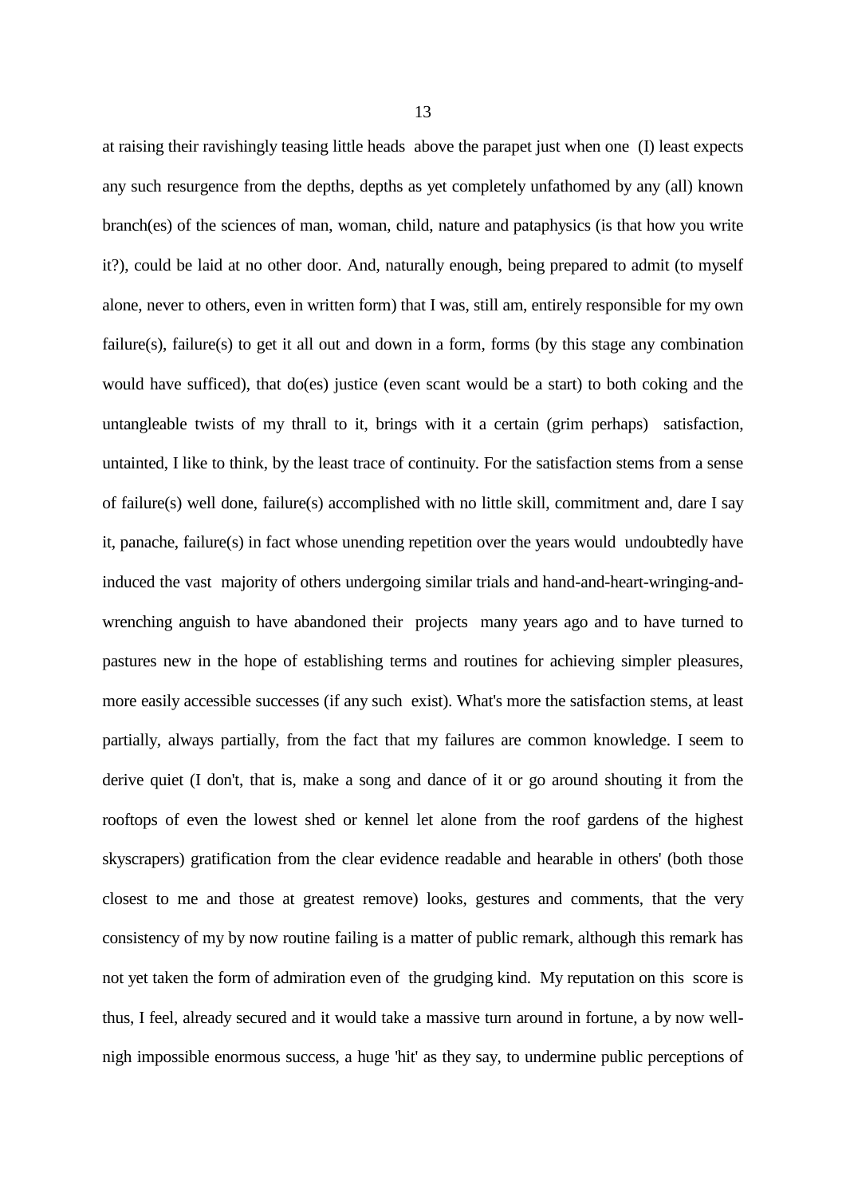at raising their ravishingly teasing little heads above the parapet just when one (I) least expects any such resurgence from the depths, depths as yet completely unfathomed by any (all) known branch(es) of the sciences of man, woman, child, nature and pataphysics (is that how you write it?), could be laid at no other door. And, naturally enough, being prepared to admit (to myself alone, never to others, even in written form) that I was, still am, entirely responsible for my own failure(s), failure(s) to get it all out and down in a form, forms (by this stage any combination would have sufficed), that do(es) justice (even scant would be a start) to both coking and the untangleable twists of my thrall to it, brings with it a certain (grim perhaps) satisfaction, untainted, I like to think, by the least trace of continuity. For the satisfaction stems from a sense of failure(s) well done, failure(s) accomplished with no little skill, commitment and, dare I say it, panache, failure(s) in fact whose unending repetition over the years would undoubtedly have induced the vast majority of others undergoing similar trials and hand-and-heart-wringing-and-wrenching anguish to have abandoned their projects many years ago and to have turned to pastures new in the hope of establishing terms and routines for achieving simpler pleasures, more easily accessible successes (if any such exist). What's more the satisfaction stems, at least partially, always partially, from the fact that my failures are common knowledge. I seem to derive quiet (I don't, that is, make a song and dance of it or go around shouting it from the rooftops of even the lowest shed or kennel let alone from the roof gardens of the highest skyscrapers) gratification from the clear evidence readable and hearable in others' (both those closest to me and those at greatest remove) looks, gestures and comments, that the very consistency of my by now routine failing is a matter of public remark, although this remark has not yet taken the form of admiration even of the grudging kind. My reputation on this score is thus, I feel, already secured and it would take a massive turn around in fortune, a by now well-nigh impossible enormous success, a huge 'hit' as they say, to undermine public perceptions of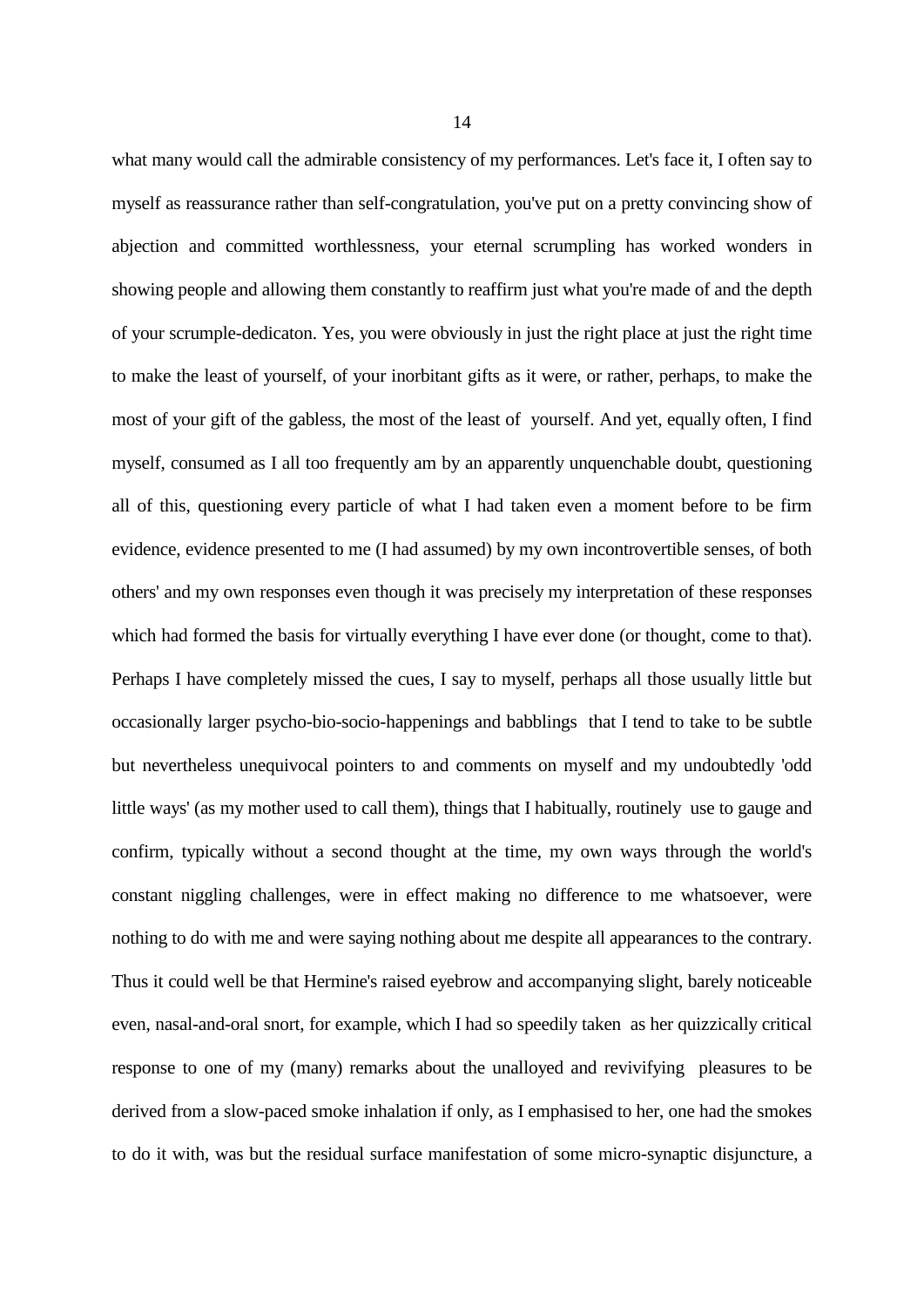what many would call the admirable consistency of my performances. Let's face it, I often say to myself as reassurance rather than self-congratulation, you've put on a pretty convincing show of abjection and committed worthlessness, your eternal scrumpling has worked wonders in showing people and allowing them constantly to reaffirm just what you're made of and the depth of your scrumple-dedicaton. Yes, you were obviously in just the right place at just the right time to make the least of yourself, of your inorbitant gifts as it were, or rather, perhaps, to make the most of your gift of the gabless, the most of the least of yourself. And yet, equally often, I find myself, consumed as I all too frequently am by an apparently unquenchable doubt, questioning all of this, questioning every particle of what I had taken even a moment before to be firm evidence, evidence presented to me (I had assumed) by my own incontrovertible senses, of both others' and my own responses even though it was precisely my interpretation of these responses which had formed the basis for virtually everything I have ever done (or thought, come to that). Perhaps I have completely missed the cues, I say to myself, perhaps all those usually little but occasionally larger psycho-bio-socio-happenings and babblings that I tend to take to be subtle but nevertheless unequivocal pointers to and comments on myself and my undoubtedly 'odd little ways' (as my mother used to call them), things that I habitually, routinely use to gauge and confirm, typically without a second thought at the time, my own ways through the world's constant niggling challenges, were in effect making no difference to me whatsoever, were nothing to do with me and were saying nothing about me despite all appearances to the contrary. Thus it could well be that Hermine's raised eyebrow and accompanying slight, barely noticeable even, nasal-and-oral snort, for example, which I had so speedily taken as her quizzically critical response to one of my (many) remarks about the unalloyed and revivifying pleasures to be derived from a slow-paced smoke inhalation if only, as I emphasised to her, one had the smokes to do it with, was but the residual surface manifestation of some micro-synaptic disjuncture, a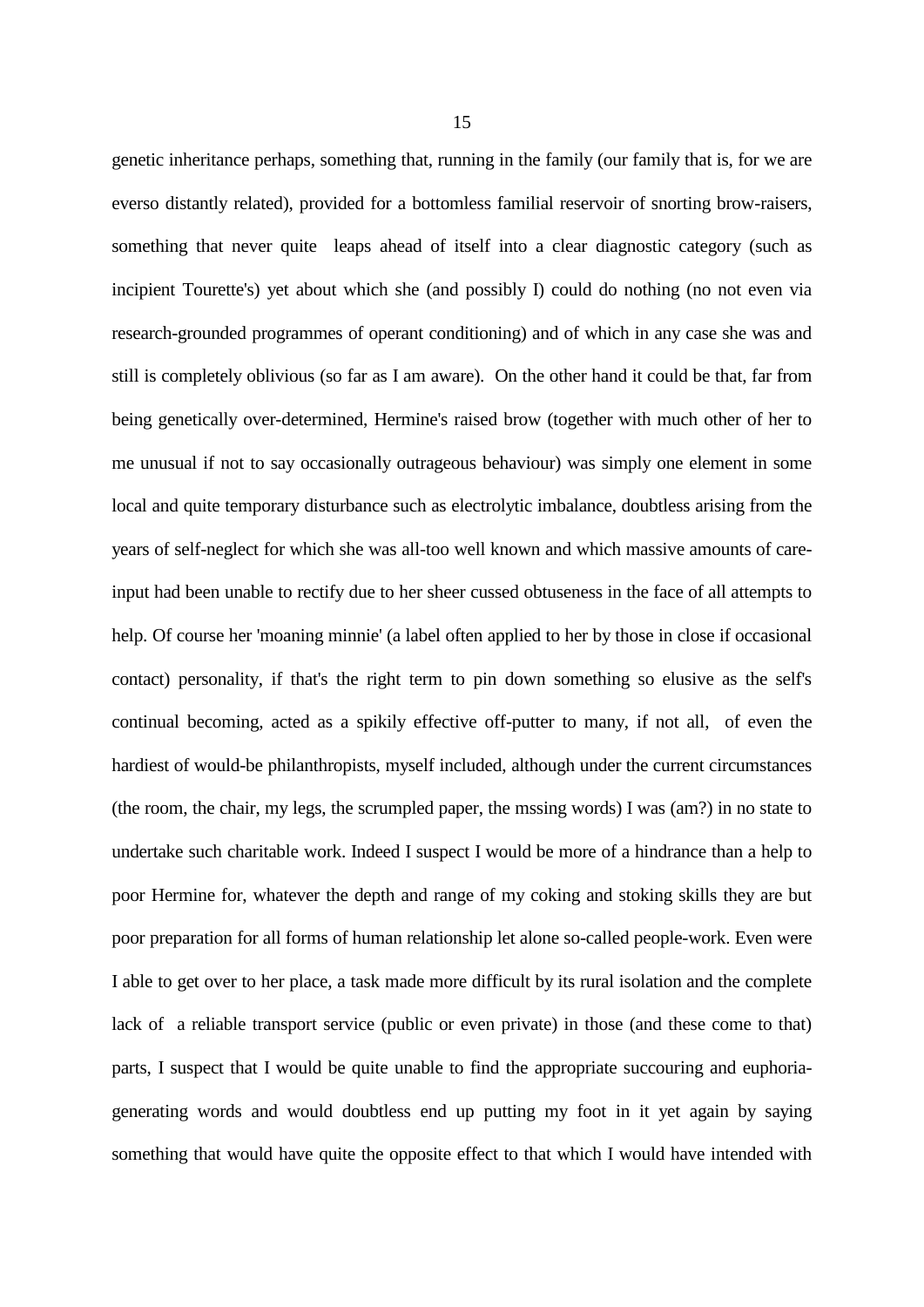genetic inheritance perhaps, something that, running in the family (our family that is, for we are everso distantly related), provided for a bottomless familial reservoir of snorting brow-raisers, something that never quite leaps ahead of itself into a clear diagnostic category (such as incipient Tourette's) yet about which she (and possibly I) could do nothing (no not even via research-grounded programmes of operant conditioning) and of which in any case she was and still is completely oblivious (so far as I am aware). On the other hand it could be that, far from being genetically over-determined, Hermine's raised brow (together with much other of her to me unusual if not to say occasionally outrageous behaviour) was simply one element in some local and quite temporary disturbance such as electrolytic imbalance, doubtless arising from the years of self-neglect for which she was all-too well known and which massive amounts of care-input had been unable to rectify due to her sheer cussed obtuseness in the face of all attempts to help. Of course her 'moaning minnie' (a label often applied to her by those in close if occasional contact) personality, if that's the right term to pin down something so elusive as the self's continual becoming, acted as a spikily effective off-putter to many, if not all, of even the hardiest of would-be philanthropists, myself included, although under the current circumstances (the room, the chair, my legs, the scrumpled paper, the mssing words) I was (am?) in no state to undertake such charitable work. Indeed I suspect I would be more of a hindrance than a help to poor Hermine for, whatever the depth and range of my coking and stoking skills they are but poor preparation for all forms of human relationship let alone so-called people-work. Even were I able to get over to her place, a task made more difficult by its rural isolation and the complete lack of a reliable transport service (public or even private) in those (and these come to that) parts, I suspect that I would be quite unable to find the appropriate succouring and euphoria-generating words and would doubtless end up putting my foot in it yet again by saying something that would have quite the opposite effect to that which I would have intended with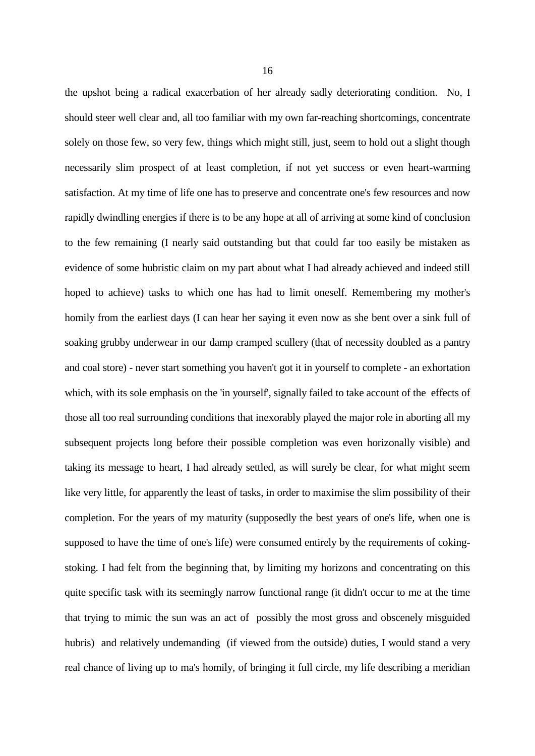the upshot being a radical exacerbation of her already sadly deteriorating condition. No, I should steer well clear and, all too familiar with my own far-reaching shortcomings, concentrate solely on those few, so very few, things which might still, just, seem to hold out a slight though necessarily slim prospect of at least completion, if not yet success or even heart-warming satisfaction. At my time of life one has to preserve and concentrate one's few resources and now rapidly dwindling energies if there is to be any hope at all of arriving at some kind of conclusion to the few remaining (I nearly said outstanding but that could far too easily be mistaken as evidence of some hubristic claim on my part about what I had already achieved and indeed still hoped to achieve) tasks to which one has had to limit oneself. Remembering my mother's homily from the earliest days (I can hear her saying it even now as she bent over a sink full of soaking grubby underwear in our damp cramped scullery (that of necessity doubled as a pantry and coal store) - never start something you haven't got it in yourself to complete - an exhortation which, with its sole emphasis on the 'in yourself', signally failed to take account of the effects of those all too real surrounding conditions that inexorably played the major role in aborting all my subsequent projects long before their possible completion was even horizonally visible) and taking its message to heart, I had already settled, as will surely be clear, for what might seem like very little, for apparently the least of tasks, in order to maximise the slim possibility of their completion. For the years of my maturity (supposedly the best years of one's life, when one is supposed to have the time of one's life) were consumed entirely by the requirements of coking-stoking. I had felt from the beginning that, by limiting my horizons and concentrating on this quite specific task with its seemingly narrow functional range (it didn't occur to me at the time that trying to mimic the sun was an act of possibly the most gross and obscenely misguided hubris) and relatively undemanding (if viewed from the outside) duties, I would stand a very real chance of living up to ma's homily, of bringing it full circle, my life describing a meridian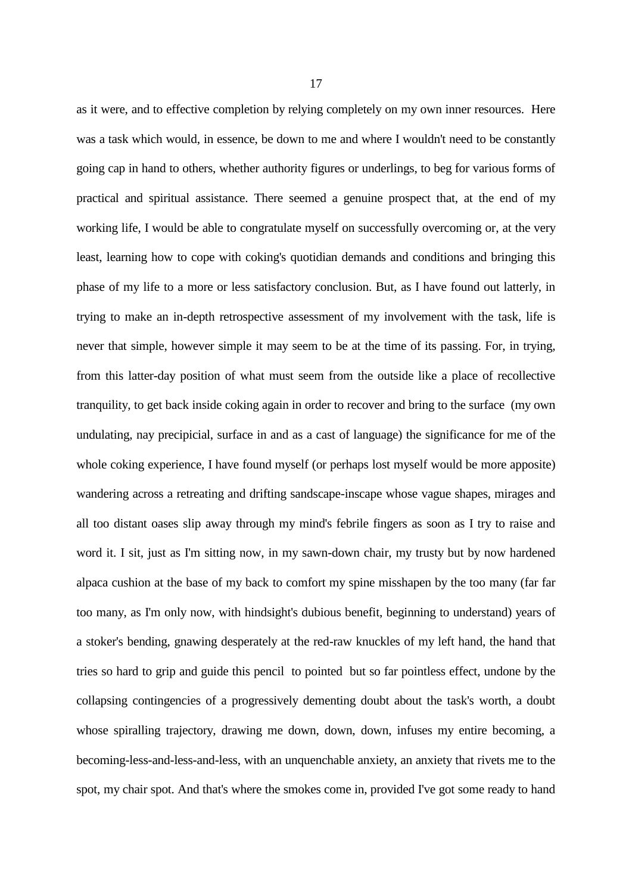as it were, and to effective completion by relying completely on my own inner resources. Here was a task which would, in essence, be down to me and where I wouldn't need to be constantly going cap in hand to others, whether authority figures or underlings, to beg for various forms of practical and spiritual assistance. There seemed a genuine prospect that, at the end of my working life, I would be able to congratulate myself on successfully overcoming or, at the very least, learning how to cope with coking's quotidian demands and conditions and bringing this phase of my life to a more or less satisfactory conclusion. But, as I have found out latterly, in trying to make an in-depth retrospective assessment of my involvement with the task, life is never that simple, however simple it may seem to be at the time of its passing. For, in trying, from this latter-day position of what must seem from the outside like a place of recollective tranquility, to get back inside coking again in order to recover and bring to the surface (my own undulating, nay precipicial, surface in and as a cast of language) the significance for me of the whole coking experience, I have found myself (or perhaps lost myself would be more apposite) wandering across a retreating and drifting sandscape-inscape whose vague shapes, mirages and all too distant oases slip away through my mind's febrile fingers as soon as I try to raise and word it. I sit, just as I'm sitting now, in my sawn-down chair, my trusty but by now hardened alpaca cushion at the base of my back to comfort my spine misshapen by the too many (far far too many, as I'm only now, with hindsight's dubious benefit, beginning to understand) years of a stoker's bending, gnawing desperately at the red-raw knuckles of my left hand, the hand that tries so hard to grip and guide this pencil to pointed but so far pointless effect, undone by the collapsing contingencies of a progressively dementing doubt about the task's worth, a doubt whose spiralling trajectory, drawing me down, down, down, infuses my entire becoming, a becoming-less-and-less-and-less, with an unquenchable anxiety, an anxiety that rivets me to the spot, my chair spot. And that's where the smokes come in, provided I've got some ready to hand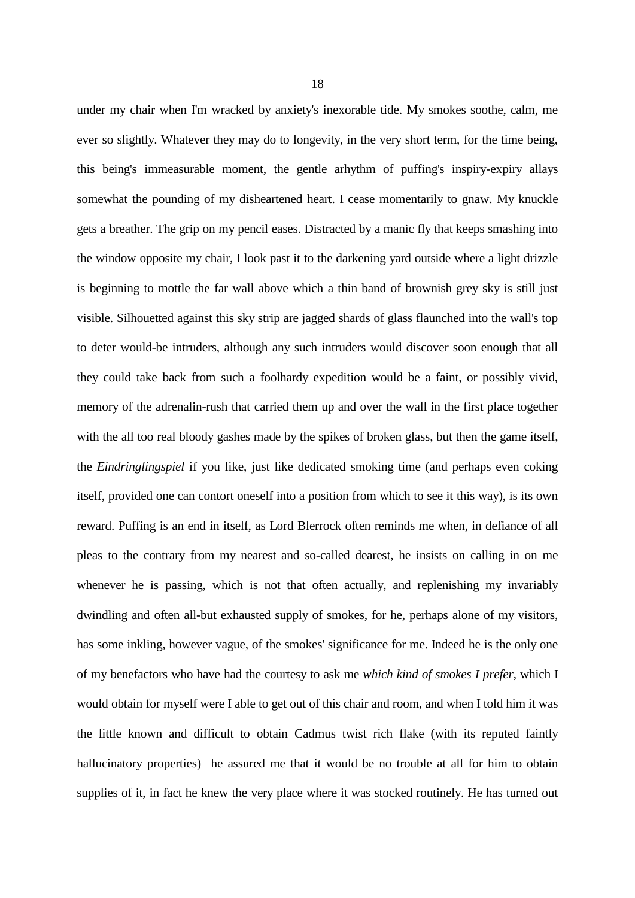under my chair when I'm wracked by anxiety's inexorable tide. My smokes soothe, calm, me ever so slightly. Whatever they may do to longevity, in the very short term, for the time being, this being's immeasurable moment, the gentle arhythm of puffing's inspiry-expiry allays somewhat the pounding of my disheartened heart. I cease momentarily to gnaw. My knuckle gets a breather. The grip on my pencil eases. Distracted by a manic fly that keeps smashing into the window opposite my chair, I look past it to the darkening yard outside where a light drizzle is beginning to mottle the far wall above which a thin band of brownish grey sky is still just visible. Silhouetted against this sky strip are jagged shards of glass flaunched into the wall's top to deter would-be intruders, although any such intruders would discover soon enough that all they could take back from such a foolhardy expedition would be a faint, or possibly vivid, memory of the adrenalin-rush that carried them up and over the wall in the first place together with the all too real bloody gashes made by the spikes of broken glass, but then the game itself, the *Eindringlingspiel* if you like, just like dedicated smoking time (and perhaps even coking itself, provided one can contort oneself into a position from which to see it this way), is its own reward. Puffing is an end in itself, as Lord Blerrock often reminds me when, in defiance of all pleas to the contrary from my nearest and so-called dearest, he insists on calling in on me whenever he is passing, which is not that often actually, and replenishing my invariably dwindling and often all-but exhausted supply of smokes, for he, perhaps alone of my visitors, has some inkling, however vague, of the smokes' significance for me. Indeed he is the only one of my benefactors who have had the courtesy to ask me *which kind of smokes I prefer*, which I would obtain for myself were I able to get out of this chair and room, and when I told him it was the little known and difficult to obtain Cadmus twist rich flake (with its reputed faintly hallucinatory properties) he assured me that it would be no trouble at all for him to obtain supplies of it, in fact he knew the very place where it was stocked routinely. He has turned out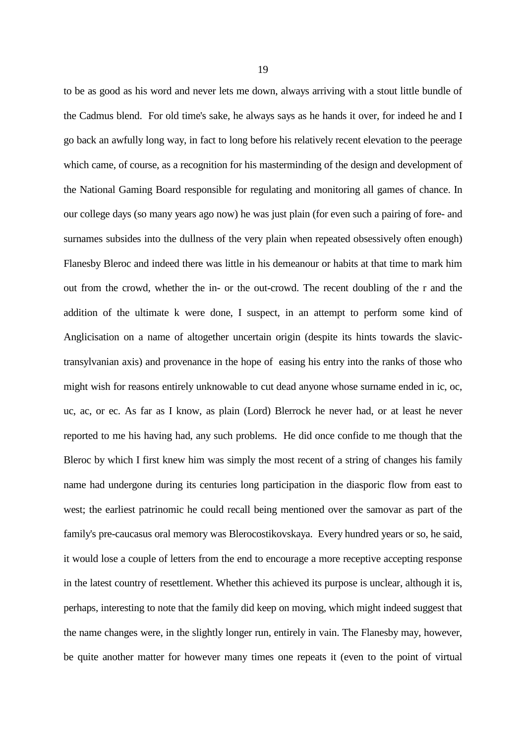to be as good as his word and never lets me down, always arriving with a stout little bundle of the Cadmus blend. For old time's sake, he always says as he hands it over, for indeed he and I go back an awfully long way, in fact to long before his relatively recent elevation to the peerage which came, of course, as a recognition for his masterminding of the design and development of the National Gaming Board responsible for regulating and monitoring all games of chance. In our college days (so many years ago now) he was just plain (for even such a pairing of fore- and surnames subsides into the dullness of the very plain when repeated obsessively often enough) Flanesby Bleroc and indeed there was little in his demeanour or habits at that time to mark him out from the crowd, whether the in- or the out-crowd. The recent doubling of the r and the addition of the ultimate k were done, I suspect, in an attempt to perform some kind of Anglicisation on a name of altogether uncertain origin (despite its hints towards the slavic-transylvanian axis) and provenance in the hope of easing his entry into the ranks of those who might wish for reasons entirely unknowable to cut dead anyone whose surname ended in ic, oc, uc, ac, or ec. As far as I know, as plain (Lord) Blerrock he never had, or at least he never reported to me his having had, any such problems. He did once confide to me though that the Bleroc by which I first knew him was simply the most recent of a string of changes his family name had undergone during its centuries long participation in the diasporic flow from east to west; the earliest patrinomic he could recall being mentioned over the samovar as part of the family's pre-caucasus oral memory was Blerocostikovskaya. Every hundred years or so, he said, it would lose a couple of letters from the end to encourage a more receptive accepting response in the latest country of resettlement. Whether this achieved its purpose is unclear, although it is, perhaps, interesting to note that the family did keep on moving, which might indeed suggest that the name changes were, in the slightly longer run, entirely in vain. The Flanesby may, however, be quite another matter for however many times one repeats it (even to the point of virtual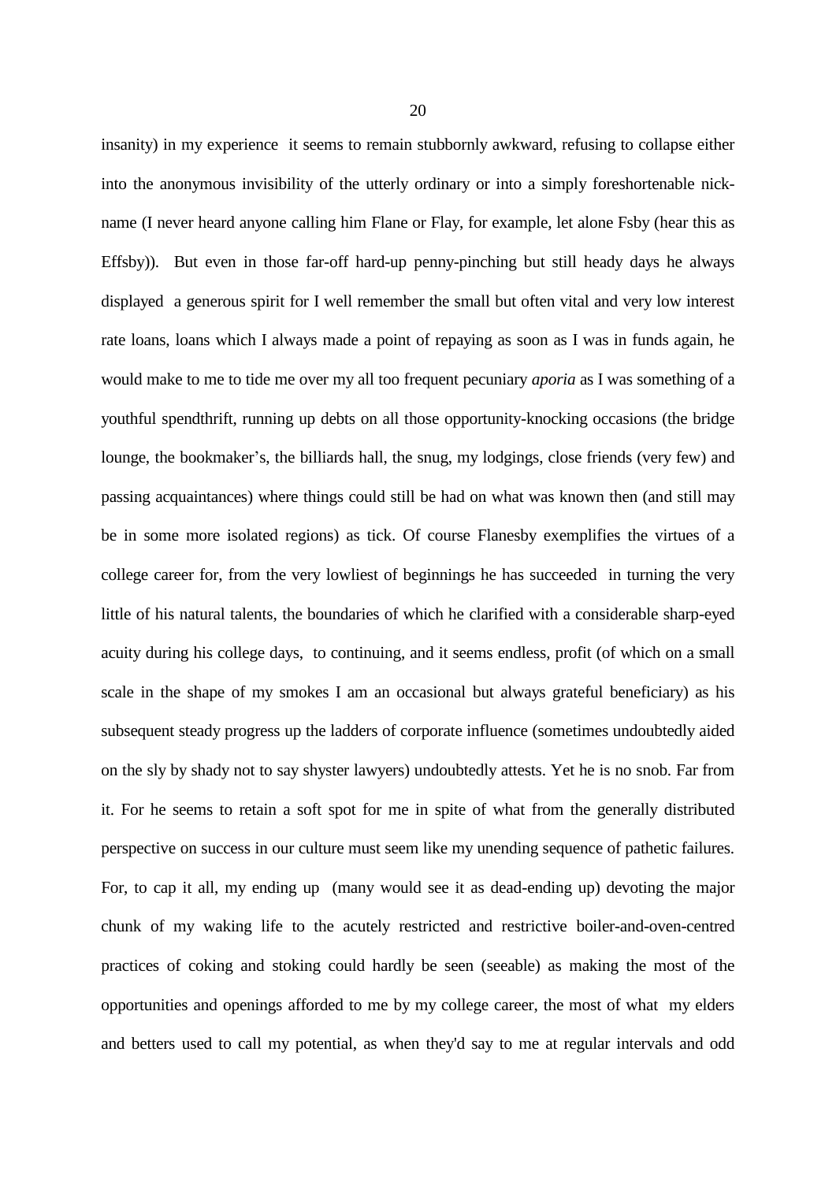insanity) in my experience it seems to remain stubbornly awkward, refusing to collapse either into the anonymous invisibility of the utterly ordinary or into a simply foreshortenable nick-name (I never heard anyone calling him Flane or Flay, for example, let alone Fsby (hear this as Effsby)). But even in those far-off hard-up penny-pinching but still heady days he always displayed a generous spirit for I well remember the small but often vital and very low interest rate loans, loans which I always made a point of repaying as soon as I was in funds again, he would make to me to tide me over my all too frequent pecuniary *aporia* as I was something of a youthful spendthrift, running up debts on all those opportunity-knocking occasions (the bridge lounge, the bookmaker's, the billiards hall, the snug, my lodgings, close friends (very few) and passing acquaintances) where things could still be had on what was known then (and still may be in some more isolated regions) as tick. Of course Flanesby exemplifies the virtues of a college career for, from the very lowliest of beginnings he has succeeded in turning the very little of his natural talents, the boundaries of which he clarified with a considerable sharp-eyed acuity during his college days, to continuing, and it seems endless, profit (of which on a small scale in the shape of my smokes I am an occasional but always grateful beneficiary) as his subsequent steady progress up the ladders of corporate influence (sometimes undoubtedly aided on the sly by shady not to say shyster lawyers) undoubtedly attests. Yet he is no snob. Far from it. For he seems to retain a soft spot for me in spite of what from the generally distributed perspective on success in our culture must seem like my unending sequence of pathetic failures. For, to cap it all, my ending up (many would see it as dead-ending up) devoting the major chunk of my waking life to the acutely restricted and restrictive boiler-and-oven-centred practices of coking and stoking could hardly be seen (seeable) as making the most of the opportunities and openings afforded to me by my college career, the most of what my elders and betters used to call my potential, as when they'd say to me at regular intervals and odd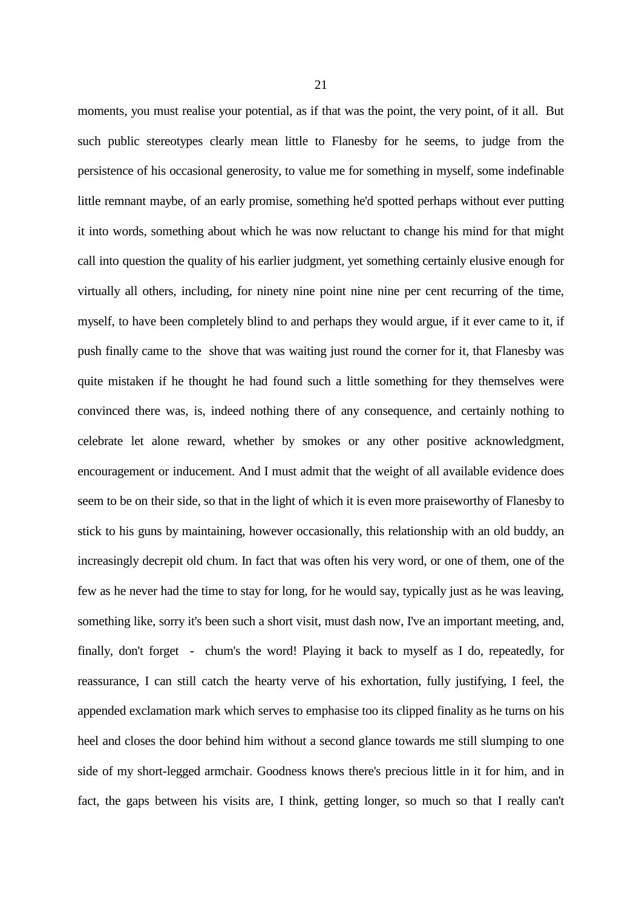moments, you must realise your potential, as if that was the point, the very point, of it all. But such public stereotypes clearly mean little to Flanesby for he seems, to judge from the persistence of his occasional generosity, to value me for something in myself, some indefinable little remnant maybe, of an early promise, something he'd spotted perhaps without ever putting it into words, something about which he was now reluctant to change his mind for that might call into question the quality of his earlier judgment, yet something certainly elusive enough for virtually all others, including, for ninety nine point nine nine per cent recurring of the time, myself, to have been completely blind to and perhaps they would argue, if it ever came to it, if push finally came to the shove that was waiting just round the corner for it, that Flanesby was quite mistaken if he thought he had found such a little something for they themselves were convinced there was, is, indeed nothing there of any consequence, and certainly nothing to celebrate let alone reward, whether by smokes or any other positive acknowledgment, encouragement or inducement. And I must admit that the weight of all available evidence does seem to be on their side, so that in the light of which it is even more praiseworthy of Flanesby to stick to his guns by maintaining, however occasionally, this relationship with an old buddy, an increasingly decrepit old chum. In fact that was often his very word, or one of them, one of the few as he never had the time to stay for long, for he would say, typically just as he was leaving, something like, sorry it's been such a short visit, must dash now, I've an important meeting, and, finally, don't forget - chum's the word! Playing it back to myself as I do, repeatedly, for reassurance, I can still catch the hearty verve of his exhortation, fully justifying, I feel, the appended exclamation mark which serves to emphasise too its clipped finality as he turns on his heel and closes the door behind him without a second glance towards me still slumping to one side of my short-legged armchair. Goodness knows there's precious little in it for him, and in fact, the gaps between his visits are, I think, getting longer, so much so that I really can't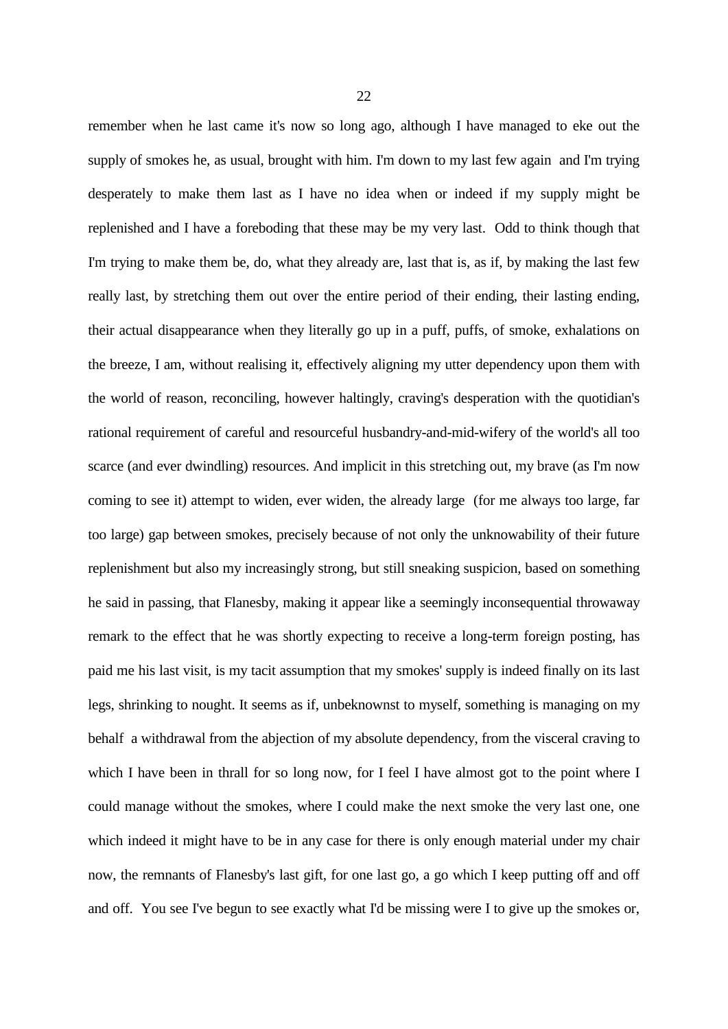remember when he last came it's now so long ago, although I have managed to eke out the supply of smokes he, as usual, brought with him. I'm down to my last few again and I'm trying desperately to make them last as I have no idea when or indeed if my supply might be replenished and I have a foreboding that these may be my very last. Odd to think though that I'm trying to make them be, do, what they already are, last that is, as if, by making the last few really last, by stretching them out over the entire period of their ending, their lasting ending, their actual disappearance when they literally go up in a puff, puffs, of smoke, exhalations on the breeze, I am, without realising it, effectively aligning my utter dependency upon them with the world of reason, reconciling, however haltingly, craving's desperation with the quotidian's rational requirement of careful and resourceful husbandry-and-mid-wifery of the world's all too scarce (and ever dwindling) resources. And implicit in this stretching out, my brave (as I'm now coming to see it) attempt to widen, ever widen, the already large (for me always too large, far too large) gap between smokes, precisely because of not only the unknowability of their future replenishment but also my increasingly strong, but still sneaking suspicion, based on something he said in passing, that Flanesby, making it appear like a seemingly inconsequential throwaway remark to the effect that he was shortly expecting to receive a long-term foreign posting, has paid me his last visit, is my tacit assumption that my smokes' supply is indeed finally on its last legs, shrinking to nought. It seems as if, unbeknownst to myself, something is managing on my behalf a withdrawal from the abjection of my absolute dependency, from the visceral craving to which I have been in thrall for so long now, for I feel I have almost got to the point where I could manage without the smokes, where I could make the next smoke the very last one, one which indeed it might have to be in any case for there is only enough material under my chair now, the remnants of Flanesby's last gift, for one last go, a go which I keep putting off and off and off. You see I've begun to see exactly what I'd be missing were I to give up the smokes or,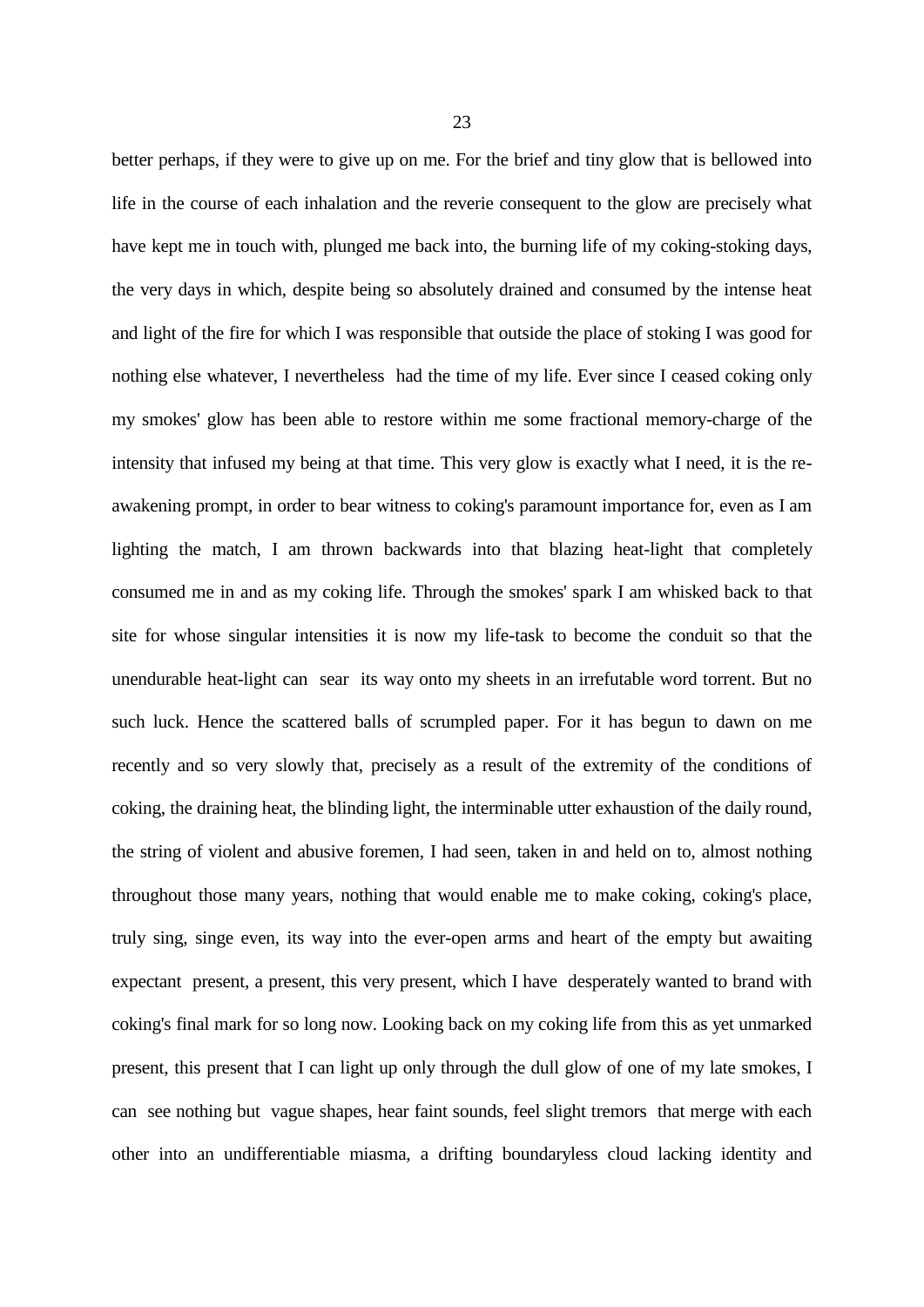better perhaps, if they were to give up on me. For the brief and tiny glow that is bellowed into life in the course of each inhalation and the reverie consequent to the glow are precisely what have kept me in touch with, plunged me back into, the burning life of my coking-stoking days, the very days in which, despite being so absolutely drained and consumed by the intense heat and light of the fire for which I was responsible that outside the place of stoking I was good for nothing else whatever, I nevertheless had the time of my life. Ever since I ceased coking only my smokes' glow has been able to restore within me some fractional memory-charge of the intensity that infused my being at that time. This very glow is exactly what I need, it is the re-awakening prompt, in order to bear witness to coking's paramount importance for, even as I am lighting the match, I am thrown backwards into that blazing heat-light that completely consumed me in and as my coking life. Through the smokes' spark I am whisked back to that site for whose singular intensities it is now my life-task to become the conduit so that the unendurable heat-light can sear its way onto my sheets in an irrefutable word torrent. But no such luck. Hence the scattered balls of scrumpled paper. For it has begun to dawn on me recently and so very slowly that, precisely as a result of the extremity of the conditions of coking, the draining heat, the blinding light, the interminable utter exhaustion of the daily round, the string of violent and abusive foremen, I had seen, taken in and held on to, almost nothing throughout those many years, nothing that would enable me to make coking, coking's place, truly sing, singe even, its way into the ever-open arms and heart of the empty but awaiting expectant present, a present, this very present, which I have desperately wanted to brand with coking's final mark for so long now. Looking back on my coking life from this as yet unmarked present, this present that I can light up only through the dull glow of one of my late smokes, I can see nothing but vague shapes, hear faint sounds, feel slight tremors that merge with each other into an undifferentiable miasma, a drifting boundaryless cloud lacking identity and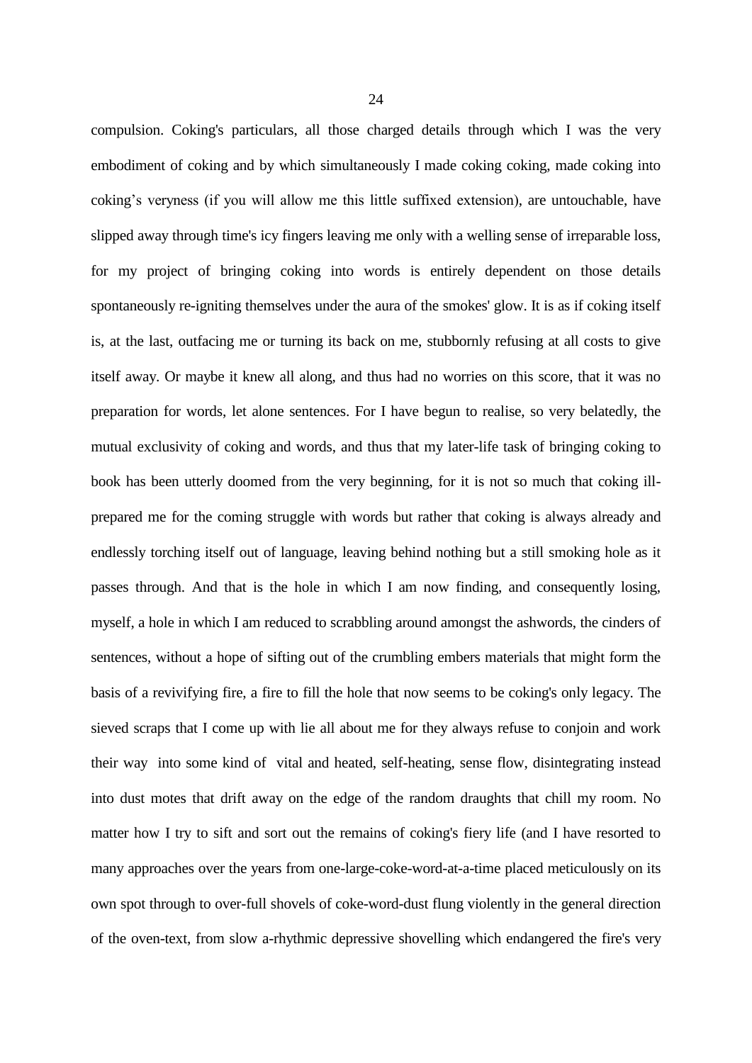compulsion. Coking's particulars, all those charged details through which I was the very embodiment of coking and by which simultaneously I made coking coking, made coking into coking's veryness (if you will allow me this little suffixed extension), are untouchable, have slipped away through time's icy fingers leaving me only with a welling sense of irreparable loss, for my project of bringing coking into words is entirely dependent on those details spontaneously re-igniting themselves under the aura of the smokes' glow. It is as if coking itself is, at the last, outfacing me or turning its back on me, stubbornly refusing at all costs to give itself away. Or maybe it knew all along, and thus had no worries on this score, that it was no preparation for words, let alone sentences. For I have begun to realise, so very belatedly, the mutual exclusivity of coking and words, and thus that my later-life task of bringing coking to book has been utterly doomed from the very beginning, for it is not so much that coking ill-prepared me for the coming struggle with words but rather that coking is always already and endlessly torching itself out of language, leaving behind nothing but a still smoking hole as it passes through. And that is the hole in which I am now finding, and consequently losing, myself, a hole in which I am reduced to scrabbling around amongst the ashwords, the cinders of sentences, without a hope of sifting out of the crumbling embers materials that might form the basis of a revivifying fire, a fire to fill the hole that now seems to be coking's only legacy. The sieved scraps that I come up with lie all about me for they always refuse to conjoin and work their way into some kind of vital and heated, self-heating, sense flow, disintegrating instead into dust motes that drift away on the edge of the random draughts that chill my room. No matter how I try to sift and sort out the remains of coking's fiery life (and I have resorted to many approaches over the years from one-large-coke-word-at-a-time placed meticulously on its own spot through to over-full shovels of coke-word-dust flung violently in the general direction of the oven-text, from slow a-rhythmic depressive shovelling which endangered the fire's very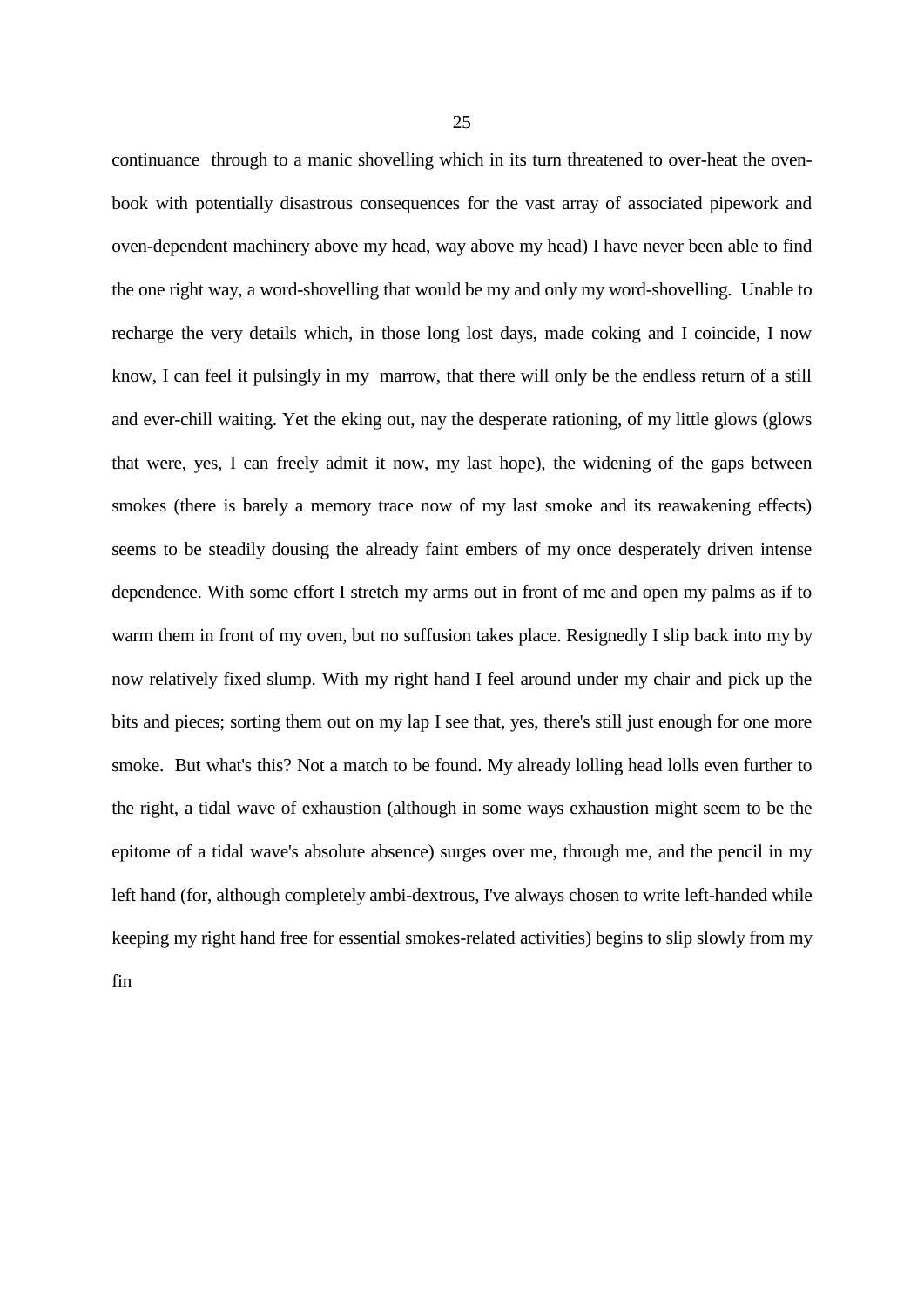continuance through to a manic shovelling which in its turn threatened to over-heat the oven-book with potentially disastrous consequences for the vast array of associated pipework and oven-dependent machinery above my head, way above my head) I have never been able to find the one right way, a word-shovelling that would be my and only my word-shovelling. Unable to recharge the very details which, in those long lost days, made coking and I coincide, I now know, I can feel it pulsingly in my marrow, that there will only be the endless return of a still and ever-chill waiting. Yet the eking out, nay the desperate rationing, of my little glows (glows that were, yes, I can freely admit it now, my last hope), the widening of the gaps between smokes (there is barely a memory trace now of my last smoke and its reawakening effects) seems to be steadily dousing the already faint embers of my once desperately driven intense dependence. With some effort I stretch my arms out in front of me and open my palms as if to warm them in front of my oven, but no suffusion takes place. Resignedly I slip back into my by now relatively fixed slump. With my right hand I feel around under my chair and pick up the bits and pieces; sorting them out on my lap I see that, yes, there's still just enough for one more smoke. But what's this? Not a match to be found. My already lolling head lolls even further to the right, a tidal wave of exhaustion (although in some ways exhaustion might seem to be the epitome of a tidal wave's absolute absence) surges over me, through me, and the pencil in my left hand (for, although completely ambi-dextrous, I've always chosen to write left-handed while keeping my right hand free for essential smokes-related activities) begins to slip slowly from my fin